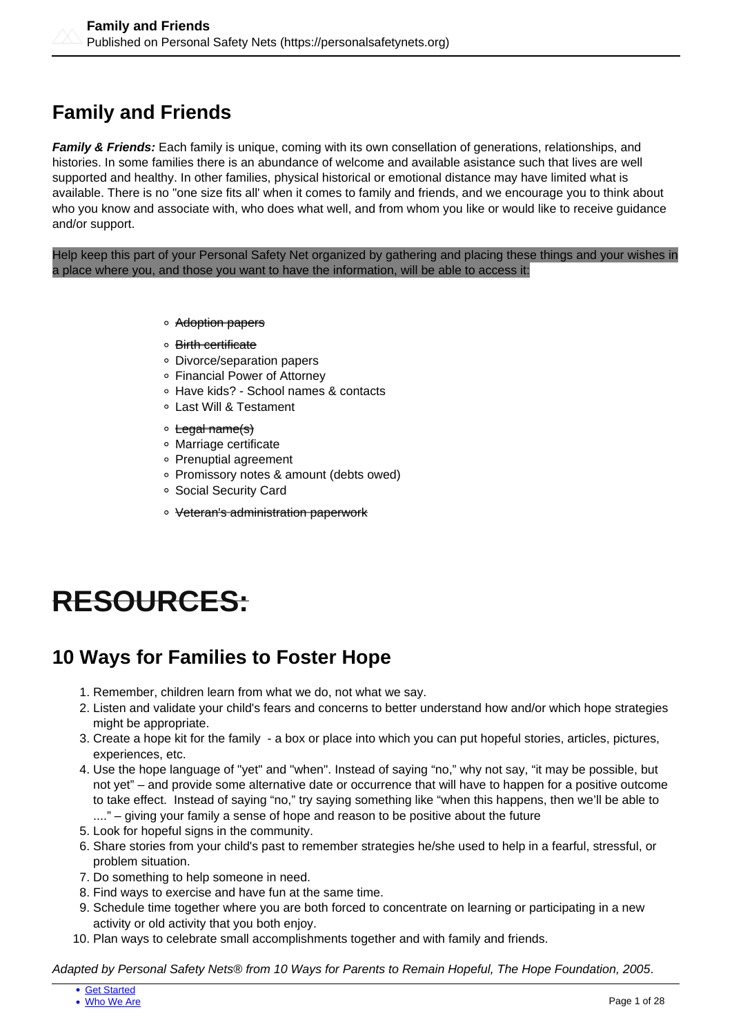# Family and Friends

***Family & Friends:*** Each family is unique, coming with its own consellation of generations, relationships, and histories. In some families there is an abundance of welcome and available asistance such that lives are well supported and healthy. In other families, physical historical or emotional distance may have limited what is available. There is no "one size fits all' when it comes to family and friends, and we encourage you to think about who you know and associate with, who does what well, and from whom you like or would like to receive guidance and/or support.

Help keep this part of your Personal Safety Net organized by gathering and placing these things and your wishes in a place where you, and those you want to have the information, will be able to access it:

- ~~Adoption papers~~
- ~~Birth certificate~~
- Divorce/separation papers
- Financial Power of Attorney
- Have kids? - School names & contacts
- Last Will & Testament
- ~~Legal name(s)~~
- Marriage certificate
- Prenuptial agreement
- Promissory notes & amount (debts owed)
- Social Security Card
- ~~Veteran's administration paperwork~~

# ~~RESOURCES:~~

## 10 Ways for Families to Foster Hope

1. Remember, children learn from what we do, not what we say.
2. Listen and validate your child's fears and concerns to better understand how and/or which hope strategies might be appropriate.
3. Create a hope kit for the family - a box or place into which you can put hopeful stories, articles, pictures, experiences, etc.
4. Use the hope language of "yet" and "when". Instead of saying “no,” why not say, “it may be possible, but not yet” – and provide some alternative date or occurrence that will have to happen for a positive outcome to take effect. Instead of saying “no,” try saying something like “when this happens, then we’ll be able to ....” – giving your family a sense of hope and reason to be positive about the future
5. Look for hopeful signs in the community.
6. Share stories from your child's past to remember strategies he/she used to help in a fearful, stressful, or problem situation.
7. Do something to help someone in need.
8. Find ways to exercise and have fun at the same time.
9. Schedule time together where you are both forced to concentrate on learning or participating in a new activity or old activity that you both enjoy.
10. Plan ways to celebrate small accomplishments together and with family and friends.

*Adapted by Personal Safety Nets® from 10 Ways for Parents to Remain Hopeful, The Hope Foundation, 2005*.

- Get Started
- Who We Are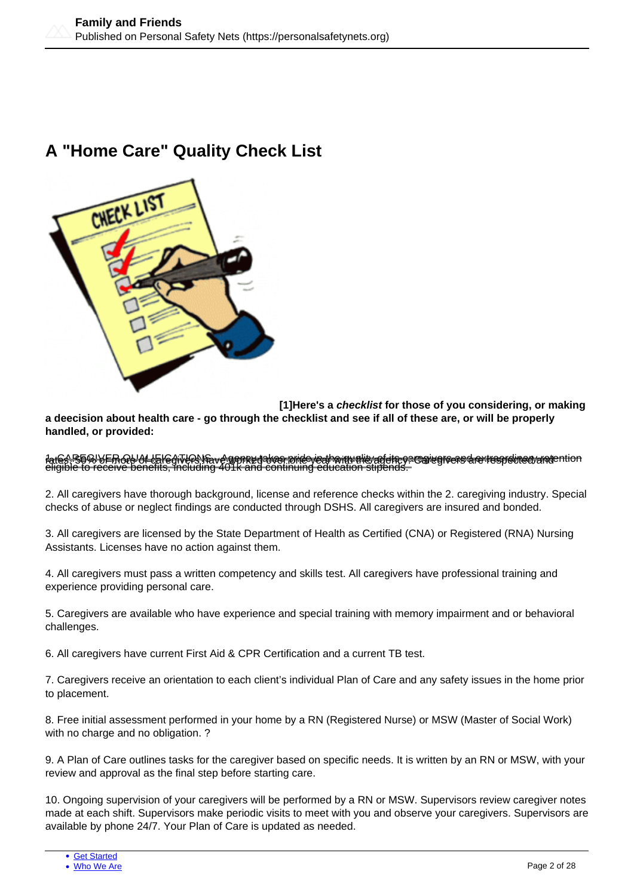# A "Home Care" Quality Check List

**[1]Here's a *checklist* for those of you considering, or making a deecision about health care - go through the checklist and see if all of these are, or will be properly handled, or provided:**

1. CAREGIVER QUALIFICATIONS. Agency takes pride in the quality of its caregivers and extraordinary retention rates. 50% or more of caregivers have worked over one year with the agency. Caregivers are respected and eligible to receive benefits, including 401k and continuing education stipends.

2. All caregivers have thorough background, license and reference checks within the 2. caregiving industry. Special checks of abuse or neglect findings are conducted through DSHS. All caregivers are insured and bonded.

3. All caregivers are licensed by the State Department of Health as Certified (CNA) or Registered (RNA) Nursing Assistants. Licenses have no action against them.

4. All caregivers must pass a written competency and skills test. All caregivers have professional training and experience providing personal care.

5. Caregivers are available who have experience and special training with memory impairment and or behavioral challenges.

6. All caregivers have current First Aid & CPR Certification and a current TB test.

7. Caregivers receive an orientation to each client's individual Plan of Care and any safety issues in the home prior to placement.

8. Free initial assessment performed in your home by a RN (Registered Nurse) or MSW (Master of Social Work) with no charge and no obligation. ?

9. A Plan of Care outlines tasks for the caregiver based on specific needs. It is written by an RN or MSW, with your review and approval as the final step before starting care.

10. Ongoing supervision of your caregivers will be performed by a RN or MSW. Supervisors review caregiver notes made at each shift. Supervisors make periodic visits to meet with you and observe your caregivers. Supervisors are available by phone 24/7. Your Plan of Care is updated as needed.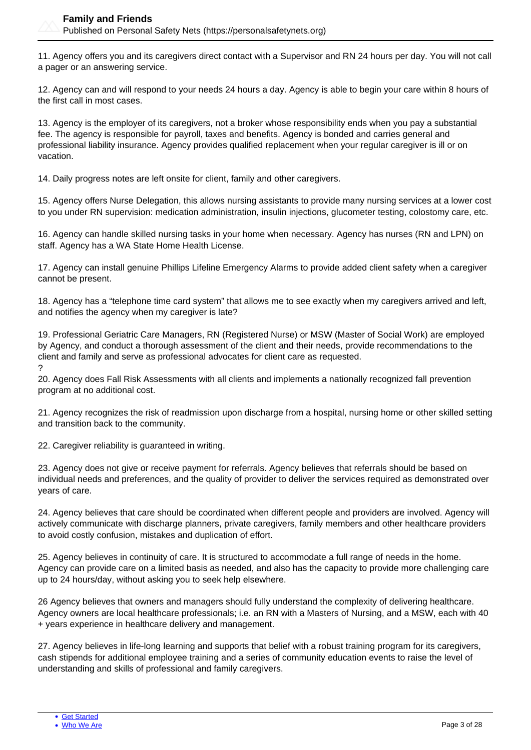11. Agency offers you and its caregivers direct contact with a Supervisor and RN 24 hours per day. You will not call a pager or an answering service.

12. Agency can and will respond to your needs 24 hours a day. Agency is able to begin your care within 8 hours of the first call in most cases.

13. Agency is the employer of its caregivers, not a broker whose responsibility ends when you pay a substantial fee. The agency is responsible for payroll, taxes and benefits. Agency is bonded and carries general and professional liability insurance. Agency provides qualified replacement when your regular caregiver is ill or on vacation.

14. Daily progress notes are left onsite for client, family and other caregivers.

15. Agency offers Nurse Delegation, this allows nursing assistants to provide many nursing services at a lower cost to you under RN supervision: medication administration, insulin injections, glucometer testing, colostomy care, etc.

16. Agency can handle skilled nursing tasks in your home when necessary. Agency has nurses (RN and LPN) on staff. Agency has a WA State Home Health License.

17. Agency can install genuine Phillips Lifeline Emergency Alarms to provide added client safety when a caregiver cannot be present.

18. Agency has a "telephone time card system" that allows me to see exactly when my caregivers arrived and left, and notifies the agency when my caregiver is late?

19. Professional Geriatric Care Managers, RN (Registered Nurse) or MSW (Master of Social Work) are employed by Agency, and conduct a thorough assessment of the client and their needs, provide recommendations to the client and family and serve as professional advocates for client care as requested.
?

20. Agency does Fall Risk Assessments with all clients and implements a nationally recognized fall prevention program at no additional cost.

21. Agency recognizes the risk of readmission upon discharge from a hospital, nursing home or other skilled setting and transition back to the community.

22. Caregiver reliability is guaranteed in writing.

23. Agency does not give or receive payment for referrals. Agency believes that referrals should be based on individual needs and preferences, and the quality of provider to deliver the services required as demonstrated over years of care.

24. Agency believes that care should be coordinated when different people and providers are involved. Agency will actively communicate with discharge planners, private caregivers, family members and other healthcare providers to avoid costly confusion, mistakes and duplication of effort.

25. Agency believes in continuity of care. It is structured to accommodate a full range of needs in the home. Agency can provide care on a limited basis as needed, and also has the capacity to provide more challenging care up to 24 hours/day, without asking you to seek help elsewhere.

26 Agency believes that owners and managers should fully understand the complexity of delivering healthcare. Agency owners are local healthcare professionals; i.e. an RN with a Masters of Nursing, and a MSW, each with 40 + years experience in healthcare delivery and management.

27. Agency believes in life-long learning and supports that belief with a robust training program for its caregivers, cash stipends for additional employee training and a series of community education events to raise the level of understanding and skills of professional and family caregivers.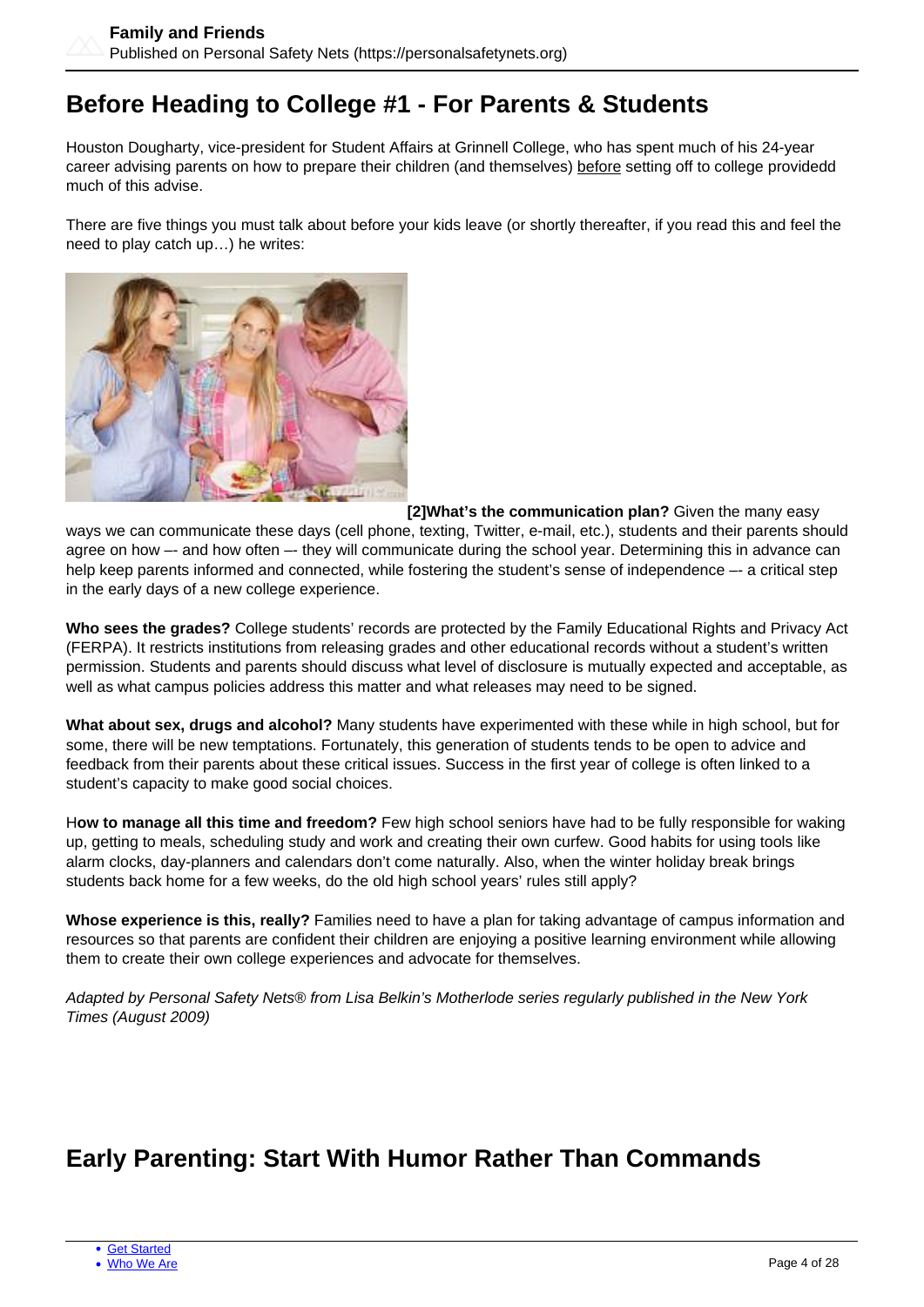## Before Heading to College #1 - For Parents & Students

Houston Dougharty, vice-president for Student Affairs at Grinnell College, who has spent much of his 24-year career advising parents on how to prepare their children (and themselves) before setting off to college providedd much of this advise.

There are five things you must talk about before your kids leave (or shortly thereafter, if you read this and feel the need to play catch up…) he writes:

[2]**What's the communication plan?** Given the many easy ways we can communicate these days (cell phone, texting, Twitter, e-mail, etc.), students and their parents should agree on how –- and how often –- they will communicate during the school year. Determining this in advance can help keep parents informed and connected, while fostering the student's sense of independence –- a critical step in the early days of a new college experience.

**Who sees the grades?** College students' records are protected by the Family Educational Rights and Privacy Act (FERPA). It restricts institutions from releasing grades and other educational records without a student's written permission. Students and parents should discuss what level of disclosure is mutually expected and acceptable, as well as what campus policies address this matter and what releases may need to be signed.

**What about sex, drugs and alcohol?** Many students have experimented with these while in high school, but for some, there will be new temptations. Fortunately, this generation of students tends to be open to advice and feedback from their parents about these critical issues. Success in the first year of college is often linked to a student's capacity to make good social choices.

H**ow to manage all this time and freedom?** Few high school seniors have had to be fully responsible for waking up, getting to meals, scheduling study and work and creating their own curfew. Good habits for using tools like alarm clocks, day-planners and calendars don't come naturally. Also, when the winter holiday break brings students back home for a few weeks, do the old high school years' rules still apply?

**Whose experience is this, really?** Families need to have a plan for taking advantage of campus information and resources so that parents are confident their children are enjoying a positive learning environment while allowing them to create their own college experiences and advocate for themselves.

*Adapted by Personal Safety Nets® from Lisa Belkin's Motherlode series regularly published in the New York Times (August 2009)*

## Early Parenting: Start With Humor Rather Than Commands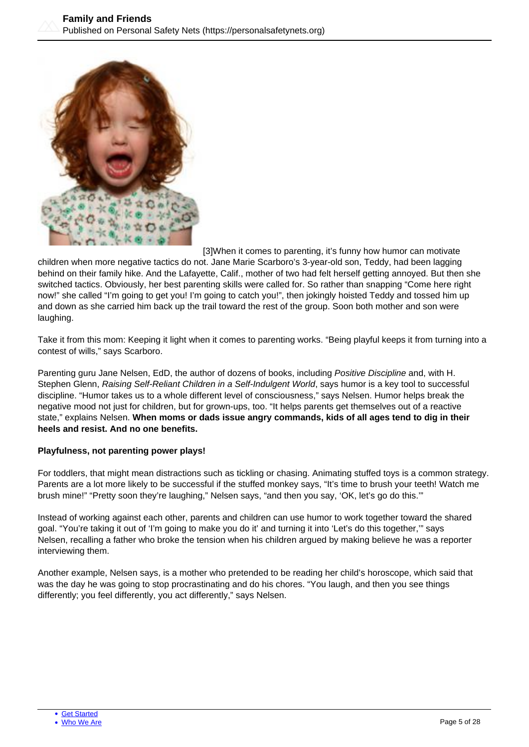[3]When it comes to parenting, it's funny how humor can motivate children when more negative tactics do not. Jane Marie Scarboro's 3-year-old son, Teddy, had been lagging behind on their family hike. And the Lafayette, Calif., mother of two had felt herself getting annoyed. But then she switched tactics. Obviously, her best parenting skills were called for. So rather than snapping "Come here right now!" she called "I'm going to get you! I'm going to catch you!", then jokingly hoisted Teddy and tossed him up and down as she carried him back up the trail toward the rest of the group. Soon both mother and son were laughing.

Take it from this mom: Keeping it light when it comes to parenting works. "Being playful keeps it from turning into a contest of wills," says Scarboro.

Parenting guru Jane Nelsen, EdD, the author of dozens of books, including *Positive Discipline* and, with H. Stephen Glenn, *Raising Self-Reliant Children in a Self-Indulgent World*, says humor is a key tool to successful discipline. "Humor takes us to a whole different level of consciousness," says Nelsen. Humor helps break the negative mood not just for children, but for grown-ups, too. "It helps parents get themselves out of a reactive state," explains Nelsen. **When moms or dads issue angry commands, kids of all ages tend to dig in their heels and resist. And no one benefits.**

**Playfulness, not parenting power plays!**

For toddlers, that might mean distractions such as tickling or chasing. Animating stuffed toys is a common strategy. Parents are a lot more likely to be successful if the stuffed monkey says, "It's time to brush your teeth! Watch me brush mine!" "Pretty soon they're laughing," Nelsen says, "and then you say, 'OK, let's go do this.'"

Instead of working against each other, parents and children can use humor to work together toward the shared goal. "You're taking it out of 'I'm going to make you do it' and turning it into 'Let's do this together,'" says Nelsen, recalling a father who broke the tension when his children argued by making believe he was a reporter interviewing them.

Another example, Nelsen says, is a mother who pretended to be reading her child's horoscope, which said that was the day he was going to stop procrastinating and do his chores. "You laugh, and then you see things differently; you feel differently, you act differently," says Nelsen.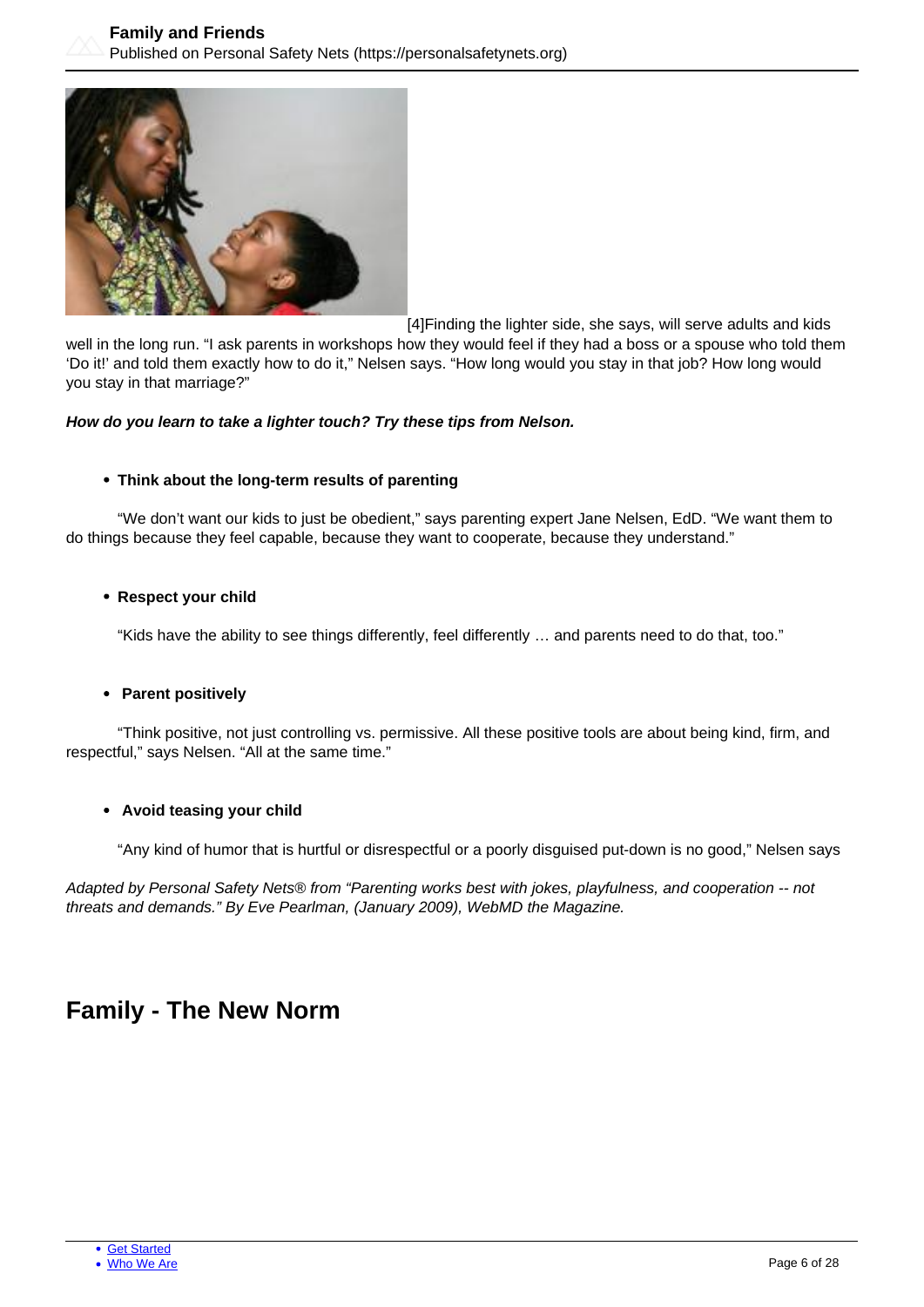[4]Finding the lighter side, she says, will serve adults and kids well in the long run. "I ask parents in workshops how they would feel if they had a boss or a spouse who told them 'Do it!' and told them exactly how to do it," Nelsen says. "How long would you stay in that job? How long would you stay in that marriage?"

***How do you learn to take a lighter touch? Try these tips from Nelson.***

- **Think about the long-term results of parenting**

"We don't want our kids to just be obedient," says parenting expert Jane Nelsen, EdD. "We want them to do things because they feel capable, because they want to cooperate, because they understand."

- **Respect your child**

"Kids have the ability to see things differently, feel differently … and parents need to do that, too."

- **Parent positively**

"Think positive, not just controlling vs. permissive. All these positive tools are about being kind, firm, and respectful," says Nelsen. "All at the same time."

- **Avoid teasing your child**

"Any kind of humor that is hurtful or disrespectful or a poorly disguised put-down is no good," Nelsen says

*Adapted by Personal Safety Nets® from "Parenting works best with jokes, playfulness, and cooperation -- not threats and demands." By Eve Pearlman, (January 2009), WebMD the Magazine.*

## Family - The New Norm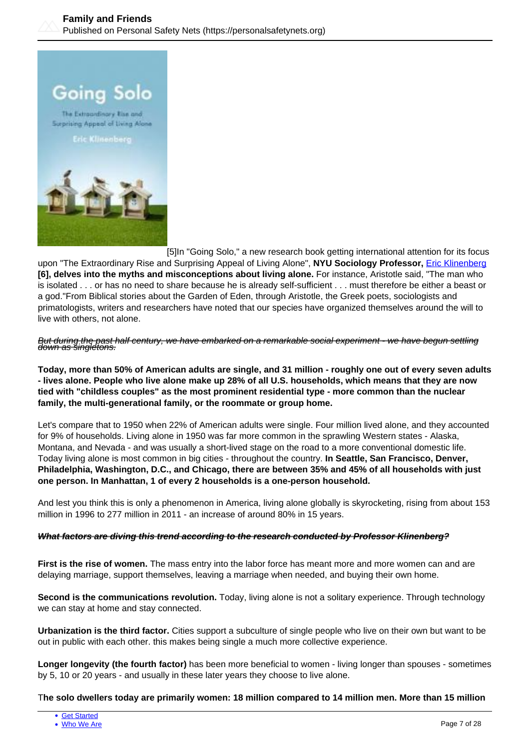[5]In "Going Solo," a new research book getting international attention for its focus upon "The Extraordinary Rise and Surprising Appeal of Living Alone", **NYU Sociology Professor,** [Eric Klinenberg](#) **[6], delves into the myths and misconceptions about living alone.** For instance, Aristotle said, "The man who is isolated . . . or has no need to share because he is already self-sufficient . . . must therefore be either a beast or a god."From Biblical stories about the Garden of Eden, through Aristotle, the Greek poets, sociologists and primatologists, writers and researchers have noted that our species have organized themselves around the will to live with others, not alone.

*But during the past half century, we have embarked on a remarkable social experiment - we have begun settling down as singletons.*

**Today, more than 50% of American adults are single, and 31 million - roughly one out of every seven adults - lives alone. People who live alone make up 28% of all U.S. households, which means that they are now tied with "childless couples" as the most prominent residential type - more common than the nuclear family, the multi-generational family, or the roommate or group home.**

Let's compare that to 1950 when 22% of American adults were single. Four million lived alone, and they accounted for 9% of households. Living alone in 1950 was far more common in the sprawling Western states - Alaska, Montana, and Nevada - and was usually a short-lived stage on the road to a more conventional domestic life. Today living alone is most common in big cities - throughout the country. **In Seattle, San Francisco, Denver, Philadelphia, Washington, D.C., and Chicago, there are between 35% and 45% of all households with just one person. In Manhattan, 1 of every 2 households is a one-person household.**

And lest you think this is only a phenomenon in America, living alone globally is skyrocketing, rising from about 153 million in 1996 to 277 million in 2011 - an increase of around 80% in 15 years.

***What factors are diving this trend according to the research conducted by Professor Klinenberg?***

**First is the rise of women.** The mass entry into the labor force has meant more and more women can and are delaying marriage, support themselves, leaving a marriage when needed, and buying their own home.

**Second is the communications revolution.** Today, living alone is not a solitary experience. Through technology we can stay at home and stay connected.

**Urbanization is the third factor.** Cities support a subculture of single people who live on their own but want to be out in public with each other. this makes being single a much more collective experience.

**Longer longevity (the fourth factor)** has been more beneficial to women - living longer than spouses - sometimes by 5, 10 or 20 years - and usually in these later years they choose to live alone.

T**he solo dwellers today are primarily women: 18 million compared to 14 million men. More than 15 million**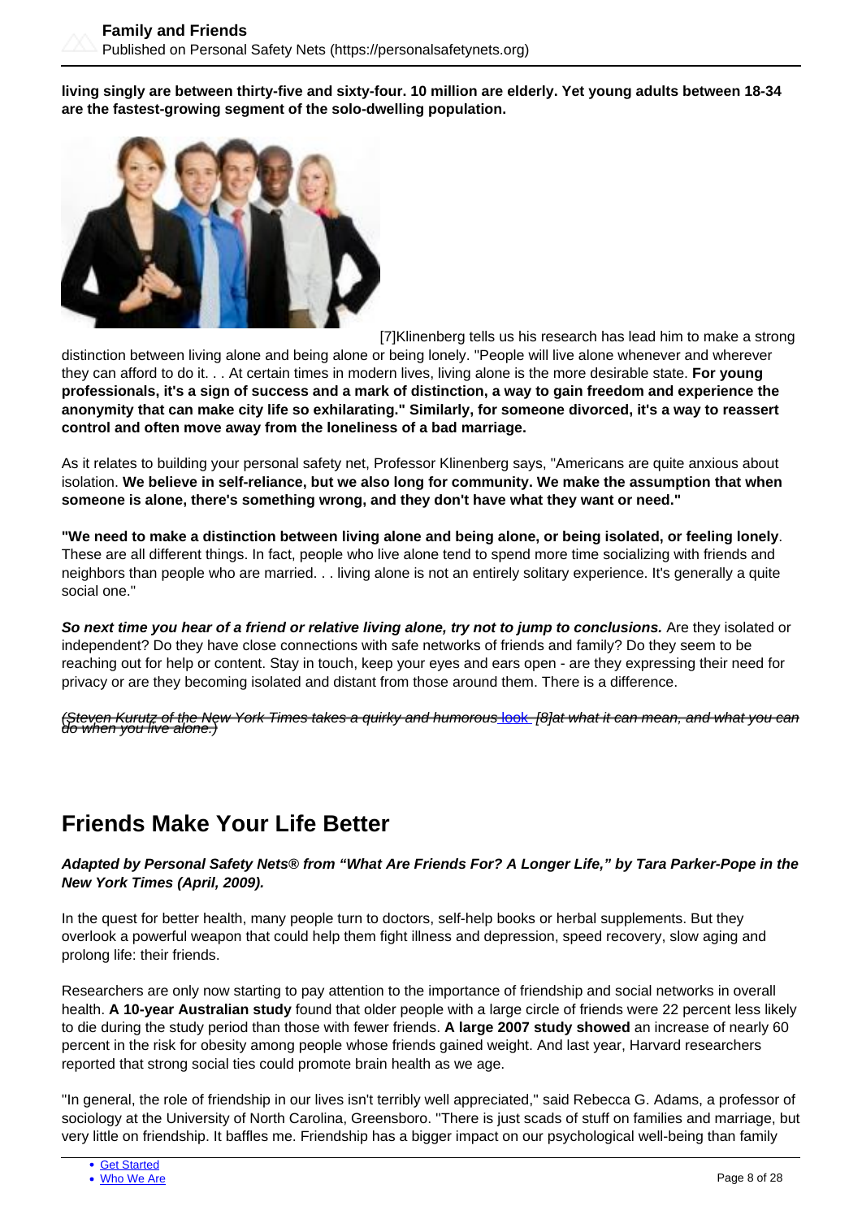**living singly are between thirty-five and sixty-four. 10 million are elderly. Yet young adults between 18-34 are the fastest-growing segment of the solo-dwelling population.**

[7]Klinenberg tells us his research has lead him to make a strong distinction between living alone and being alone or being lonely. "People will live alone whenever and wherever they can afford to do it. . . At certain times in modern lives, living alone is the more desirable state. **For young professionals, it's a sign of success and a mark of distinction, a way to gain freedom and experience the anonymity that can make city life so exhilarating." Similarly, for someone divorced, it's a way to reassert control and often move away from the loneliness of a bad marriage.**

As it relates to building your personal safety net, Professor Klinenberg says, "Americans are quite anxious about isolation. **We believe in self-reliance, but we also long for community. We make the assumption that when someone is alone, there's something wrong, and they don't have what they want or need."**

**"We need to make a distinction between living alone and being alone, or being isolated, or feeling lonely**. These are all different things. In fact, people who live alone tend to spend more time socializing with friends and neighbors than people who are married. . . living alone is not an entirely solitary experience. It's generally a quite social one."

***So next time you hear of a friend or relative living alone, try not to jump to conclusions.*** Are they isolated or independent? Do they have close connections with safe networks of friends and family? Do they seem to be reaching out for help or content. Stay in touch, keep your eyes and ears open - are they expressing their need for privacy or are they becoming isolated and distant from those around them. There is a difference.

*(Steven Kurutz of the New York Times takes a quirky and humorous look [8]at what it can mean, and what you can do when you live alone.)*

## Friends Make Your Life Better

***Adapted by Personal Safety Nets® from "What Are Friends For? A Longer Life," by Tara Parker-Pope in the New York Times (April, 2009).***

In the quest for better health, many people turn to doctors, self-help books or herbal supplements. But they overlook a powerful weapon that could help them fight illness and depression, speed recovery, slow aging and prolong life: their friends.

Researchers are only now starting to pay attention to the importance of friendship and social networks in overall health. **A 10-year Australian study** found that older people with a large circle of friends were 22 percent less likely to die during the study period than those with fewer friends. **A large 2007 study showed** an increase of nearly 60 percent in the risk for obesity among people whose friends gained weight. And last year, Harvard researchers reported that strong social ties could promote brain health as we age.

"In general, the role of friendship in our lives isn't terribly well appreciated," said Rebecca G. Adams, a professor of sociology at the University of North Carolina, Greensboro. "There is just scads of stuff on families and marriage, but very little on friendship. It baffles me. Friendship has a bigger impact on our psychological well-being than family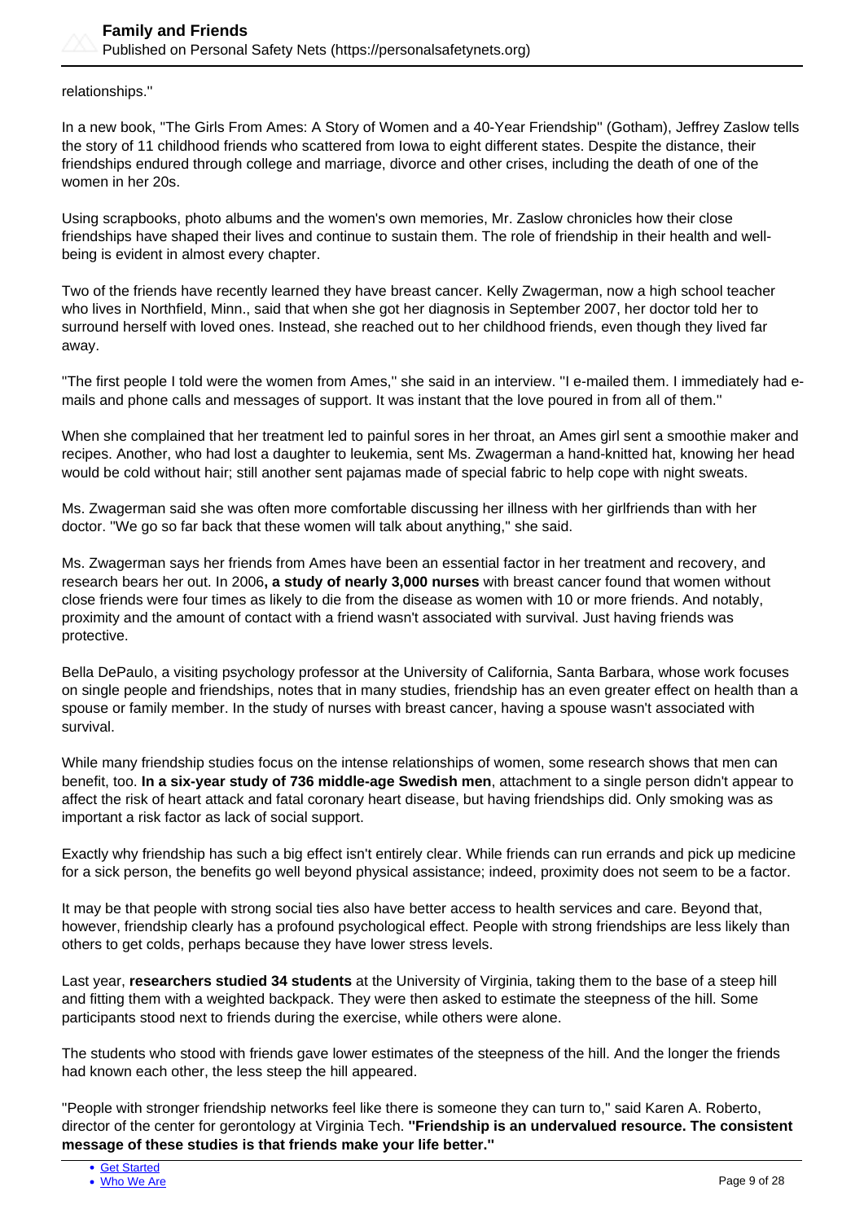relationships."

In a new book, "The Girls From Ames: A Story of Women and a 40-Year Friendship" (Gotham), Jeffrey Zaslow tells the story of 11 childhood friends who scattered from Iowa to eight different states. Despite the distance, their friendships endured through college and marriage, divorce and other crises, including the death of one of the women in her 20s.

Using scrapbooks, photo albums and the women's own memories, Mr. Zaslow chronicles how their close friendships have shaped their lives and continue to sustain them. The role of friendship in their health and well-being is evident in almost every chapter.

Two of the friends have recently learned they have breast cancer. Kelly Zwagerman, now a high school teacher who lives in Northfield, Minn., said that when she got her diagnosis in September 2007, her doctor told her to surround herself with loved ones. Instead, she reached out to her childhood friends, even though they lived far away.

"The first people I told were the women from Ames," she said in an interview. "I e-mailed them. I immediately had e-mails and phone calls and messages of support. It was instant that the love poured in from all of them."

When she complained that her treatment led to painful sores in her throat, an Ames girl sent a smoothie maker and recipes. Another, who had lost a daughter to leukemia, sent Ms. Zwagerman a hand-knitted hat, knowing her head would be cold without hair; still another sent pajamas made of special fabric to help cope with night sweats.

Ms. Zwagerman said she was often more comfortable discussing her illness with her girlfriends than with her doctor. "We go so far back that these women will talk about anything," she said.

Ms. Zwagerman says her friends from Ames have been an essential factor in her treatment and recovery, and research bears her out. In 2006**, a study of nearly 3,000 nurses** with breast cancer found that women without close friends were four times as likely to die from the disease as women with 10 or more friends. And notably, proximity and the amount of contact with a friend wasn't associated with survival. Just having friends was protective.

Bella DePaulo, a visiting psychology professor at the University of California, Santa Barbara, whose work focuses on single people and friendships, notes that in many studies, friendship has an even greater effect on health than a spouse or family member. In the study of nurses with breast cancer, having a spouse wasn't associated with survival.

While many friendship studies focus on the intense relationships of women, some research shows that men can benefit, too. **In a six-year study of 736 middle-age Swedish men**, attachment to a single person didn't appear to affect the risk of heart attack and fatal coronary heart disease, but having friendships did. Only smoking was as important a risk factor as lack of social support.

Exactly why friendship has such a big effect isn't entirely clear. While friends can run errands and pick up medicine for a sick person, the benefits go well beyond physical assistance; indeed, proximity does not seem to be a factor.

It may be that people with strong social ties also have better access to health services and care. Beyond that, however, friendship clearly has a profound psychological effect. People with strong friendships are less likely than others to get colds, perhaps because they have lower stress levels.

Last year, **researchers studied 34 students** at the University of Virginia, taking them to the base of a steep hill and fitting them with a weighted backpack. They were then asked to estimate the steepness of the hill. Some participants stood next to friends during the exercise, while others were alone.

The students who stood with friends gave lower estimates of the steepness of the hill. And the longer the friends had known each other, the less steep the hill appeared.

"People with stronger friendship networks feel like there is someone they can turn to," said Karen A. Roberto, director of the center for gerontology at Virginia Tech. **"Friendship is an undervalued resource. The consistent message of these studies is that friends make your life better."**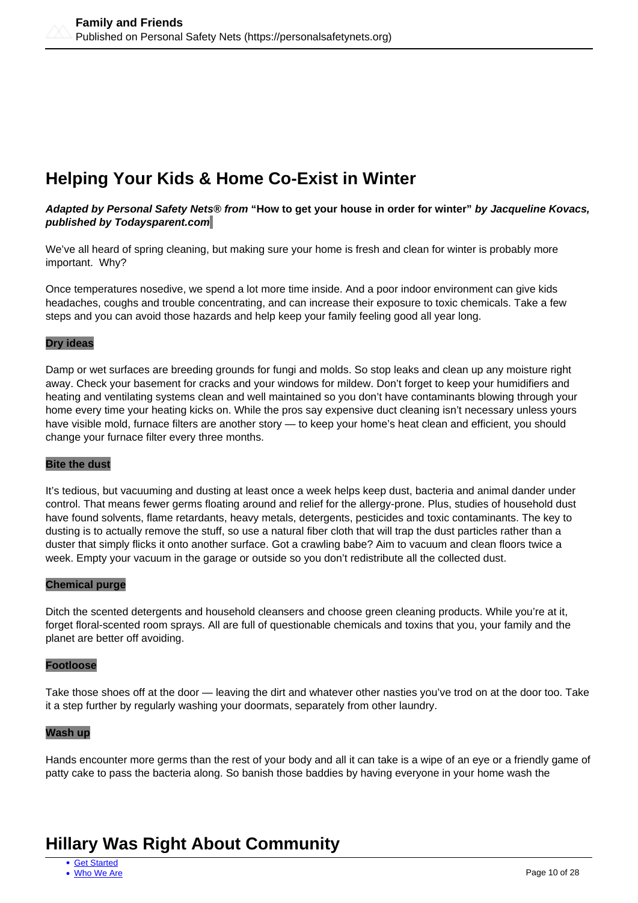# Helping Your Kids & Home Co-Exist in Winter

***Adapted by Personal Safety Nets® from* "How to get your house in order for winter" *by Jacqueline Kovacs, published by Todaysparent.com***

We've all heard of spring cleaning, but making sure your home is fresh and clean for winter is probably more important. Why?

Once temperatures nosedive, we spend a lot more time inside. And a poor indoor environment can give kids headaches, coughs and trouble concentrating, and can increase their exposure to toxic chemicals. Take a few steps and you can avoid those hazards and help keep your family feeling good all year long.

**Dry ideas**

Damp or wet surfaces are breeding grounds for fungi and molds. So stop leaks and clean up any moisture right away. Check your basement for cracks and your windows for mildew. Don't forget to keep your humidifiers and heating and ventilating systems clean and well maintained so you don't have contaminants blowing through your home every time your heating kicks on. While the pros say expensive duct cleaning isn't necessary unless yours have visible mold, furnace filters are another story — to keep your home's heat clean and efficient, you should change your furnace filter every three months.

**Bite the dust**

It's tedious, but vacuuming and dusting at least once a week helps keep dust, bacteria and animal dander under control. That means fewer germs floating around and relief for the allergy-prone. Plus, studies of household dust have found solvents, flame retardants, heavy metals, detergents, pesticides and toxic contaminants. The key to dusting is to actually remove the stuff, so use a natural fiber cloth that will trap the dust particles rather than a duster that simply flicks it onto another surface. Got a crawling babe? Aim to vacuum and clean floors twice a week. Empty your vacuum in the garage or outside so you don't redistribute all the collected dust.

**Chemical purge**

Ditch the scented detergents and household cleansers and choose green cleaning products. While you're at it, forget floral-scented room sprays. All are full of questionable chemicals and toxins that you, your family and the planet are better off avoiding.

**Footloose**

Take those shoes off at the door — leaving the dirt and whatever other nasties you've trod on at the door too. Take it a step further by regularly washing your doormats, separately from other laundry.

**Wash up**

Hands encounter more germs than the rest of your body and all it can take is a wipe of an eye or a friendly game of patty cake to pass the bacteria along. So banish those baddies by having everyone in your home wash the

# Hillary Was Right About Community

- Get Started
- Who We Are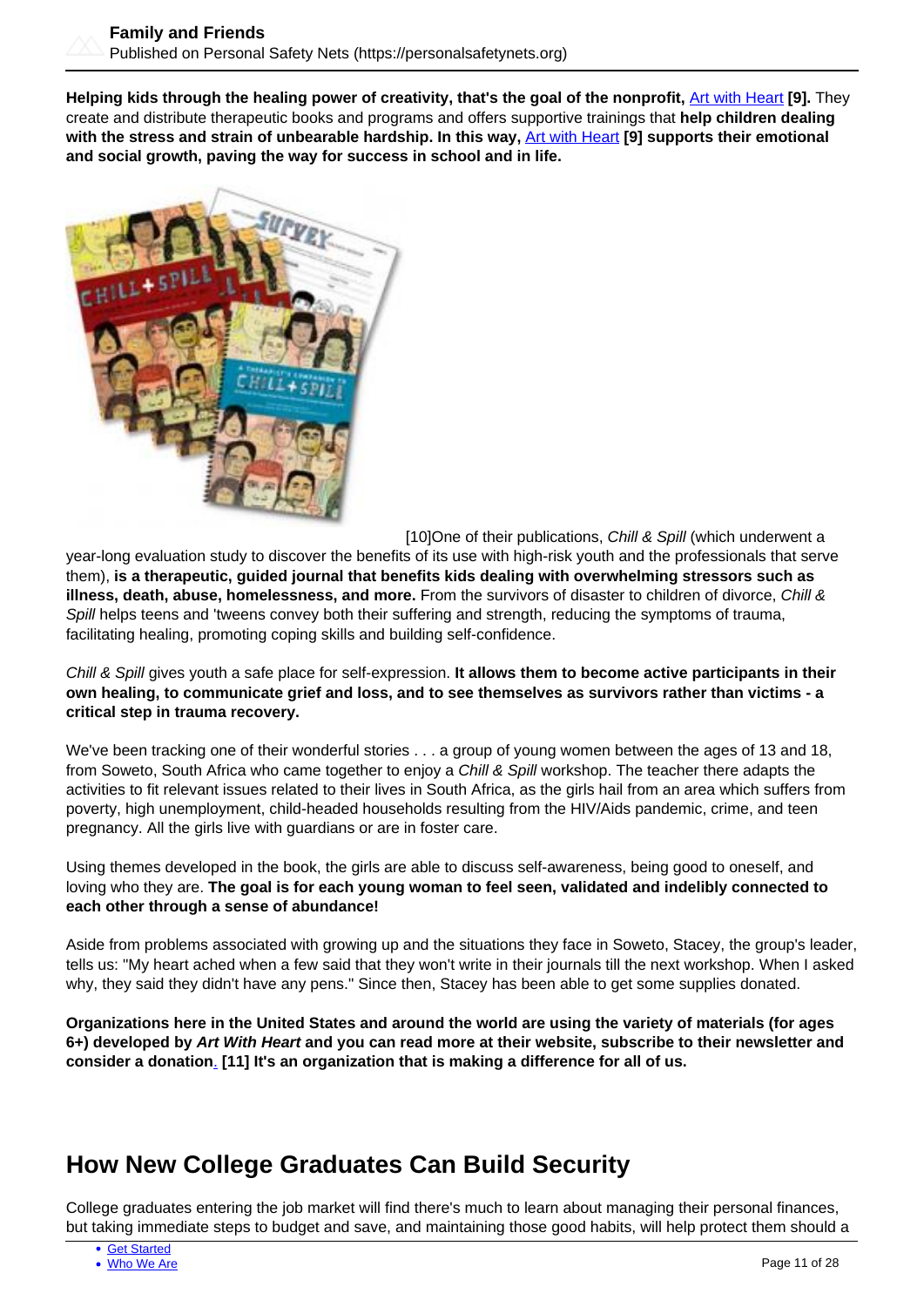**Helping kids through the healing power of creativity, that's the goal of the nonprofit,** Art with Heart **[9].** They create and distribute therapeutic books and programs and offers supportive trainings that **help children dealing with the stress and strain of unbearable hardship. In this way,** Art with Heart **[9] supports their emotional and social growth, paving the way for success in school and in life.**

[10]One of their publications, *Chill & Spill* (which underwent a year-long evaluation study to discover the benefits of its use with high-risk youth and the professionals that serve them), **is a therapeutic, guided journal that benefits kids dealing with overwhelming stressors such as illness, death, abuse, homelessness, and more.** From the survivors of disaster to children of divorce, *Chill & Spill* helps teens and 'tweens convey both their suffering and strength, reducing the symptoms of trauma, facilitating healing, promoting coping skills and building self-confidence.

*Chill & Spill* gives youth a safe place for self-expression. **It allows them to become active participants in their own healing, to communicate grief and loss, and to see themselves as survivors rather than victims - a critical step in trauma recovery.**

We've been tracking one of their wonderful stories . . . a group of young women between the ages of 13 and 18, from Soweto, South Africa who came together to enjoy a *Chill & Spill* workshop. The teacher there adapts the activities to fit relevant issues related to their lives in South Africa, as the girls hail from an area which suffers from poverty, high unemployment, child-headed households resulting from the HIV/Aids pandemic, crime, and teen pregnancy. All the girls live with guardians or are in foster care.

Using themes developed in the book, the girls are able to discuss self-awareness, being good to oneself, and loving who they are. **The goal is for each young woman to feel seen, validated and indelibly connected to each other through a sense of abundance!**

Aside from problems associated with growing up and the situations they face in Soweto, Stacey, the group's leader, tells us: "My heart ached when a few said that they won't write in their journals till the next workshop. When I asked why, they said they didn't have any pens." Since then, Stacey has been able to get some supplies donated.

**Organizations here in the United States and around the world are using the variety of materials (for ages 6+) developed by *Art With Heart* and you can read more at their website, subscribe to their newsletter and consider a donation. [11] It's an organization that is making a difference for all of us.**

## How New College Graduates Can Build Security

College graduates entering the job market will find there's much to learn about managing their personal finances, but taking immediate steps to budget and save, and maintaining those good habits, will help protect them should a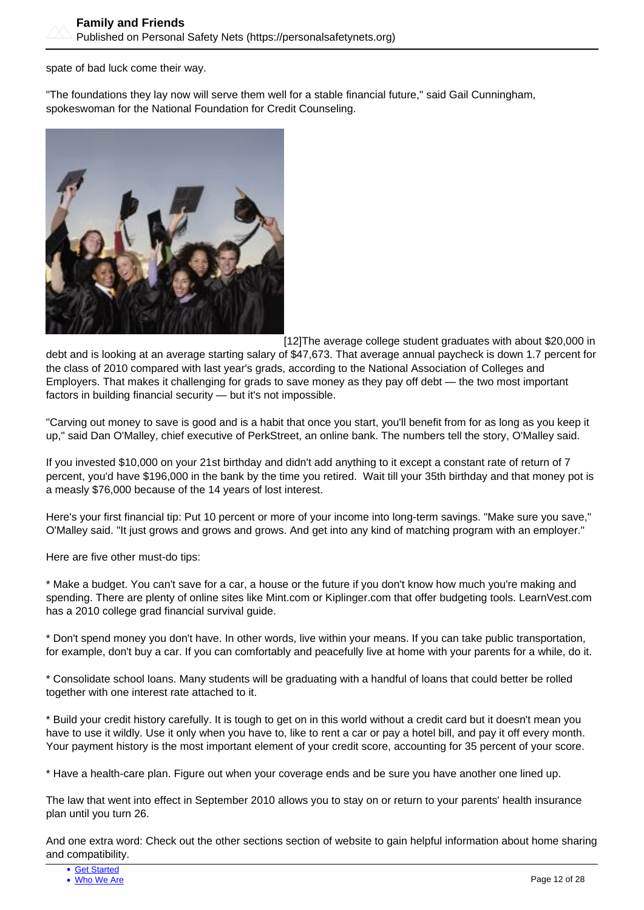spate of bad luck come their way.

"The foundations they lay now will serve them well for a stable financial future," said Gail Cunningham, spokeswoman for the National Foundation for Credit Counseling.

[12]The average college student graduates with about $20,000 in debt and is looking at an average starting salary of $47,673. That average annual paycheck is down 1.7 percent for the class of 2010 compared with last year's grads, according to the National Association of Colleges and Employers. That makes it challenging for grads to save money as they pay off debt — the two most important factors in building financial security — but it's not impossible.

"Carving out money to save is good and is a habit that once you start, you'll benefit from for as long as you keep it up," said Dan O'Malley, chief executive of PerkStreet, an online bank. The numbers tell the story, O'Malley said.

If you invested $10,000 on your 21st birthday and didn't add anything to it except a constant rate of return of 7 percent, you'd have $196,000 in the bank by the time you retired. Wait till your 35th birthday and that money pot is a measly $76,000 because of the 14 years of lost interest.

Here's your first financial tip: Put 10 percent or more of your income into long-term savings. "Make sure you save," O'Malley said. "It just grows and grows and grows. And get into any kind of matching program with an employer."

Here are five other must-do tips:

* Make a budget. You can't save for a car, a house or the future if you don't know how much you're making and spending. There are plenty of online sites like Mint.com or Kiplinger.com that offer budgeting tools. LearnVest.com has a 2010 college grad financial survival guide.

* Don't spend money you don't have. In other words, live within your means. If you can take public transportation, for example, don't buy a car. If you can comfortably and peacefully live at home with your parents for a while, do it.

* Consolidate school loans. Many students will be graduating with a handful of loans that could better be rolled together with one interest rate attached to it.

* Build your credit history carefully. It is tough to get on in this world without a credit card but it doesn't mean you have to use it wildly. Use it only when you have to, like to rent a car or pay a hotel bill, and pay it off every month. Your payment history is the most important element of your credit score, accounting for 35 percent of your score.

* Have a health-care plan. Figure out when your coverage ends and be sure you have another one lined up.

The law that went into effect in September 2010 allows you to stay on or return to your parents' health insurance plan until you turn 26.

And one extra word: Check out the other sections section of website to gain helpful information about home sharing and compatibility.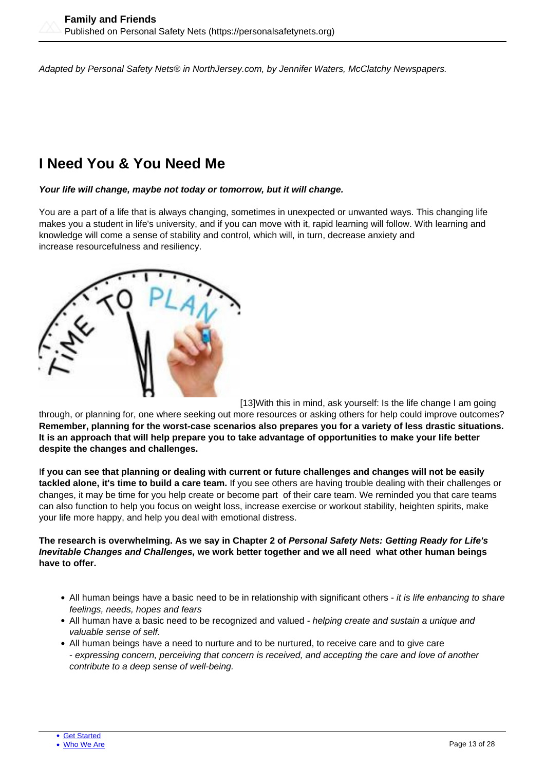*Adapted by Personal Safety Nets® in NorthJersey.com, by Jennifer Waters, McClatchy Newspapers.*

# I Need You & You Need Me

***Your life will change, maybe not today or tomorrow, but it will change.***

You are a part of a life that is always changing, sometimes in unexpected or unwanted ways. This changing life makes you a student in life's university, and if you can move with it, rapid learning will follow. With learning and knowledge will come a sense of stability and control, which will, in turn, decrease anxiety and increase resourcefulness and resiliency.

[13]With this in mind, ask yourself: Is the life change I am going through, or planning for, one where seeking out more resources or asking others for help could improve outcomes? **Remember, planning for the worst-case scenarios also prepares you for a variety of less drastic situations. It is an approach that will help prepare you to take advantage of opportunities to make your life better despite the changes and challenges.**

I**f you can see that planning or dealing with current or future challenges and changes will not be easily tackled alone, it's time to build a care team.** If you see others are having trouble dealing with their challenges or changes, it may be time for you help create or become part of their care team. We reminded you that care teams can also function to help you focus on weight loss, increase exercise or workout stability, heighten spirits, make your life more happy, and help you deal with emotional distress.

**The research is overwhelming. As we say in Chapter 2 of *Personal Safety Nets: Getting Ready for Life's Inevitable Changes and Challenges,* we work better together and we all need what other human beings have to offer.**

- All human beings have a basic need to be in relationship with significant others - *it is life enhancing to share feelings, needs, hopes and fears*
- All human have a basic need to be recognized and valued - *helping create and sustain a unique and valuable sense of self.*
- All human beings have a need to nurture and to be nurtured, to receive care and to give care - *expressing concern, perceiving that concern is received, and accepting the care and love of another contribute to a deep sense of well-being.*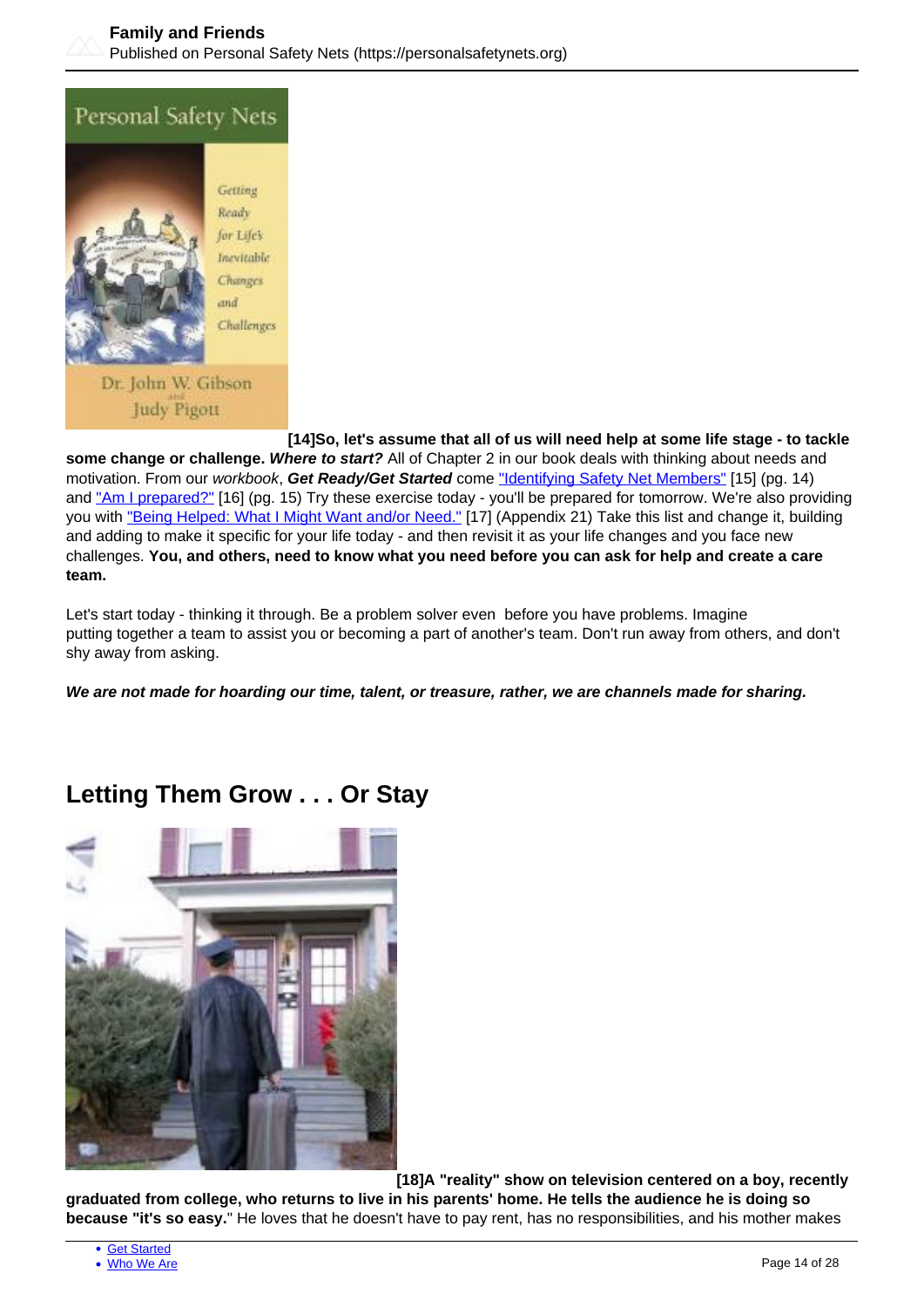**[14]So, let's assume that all of us will need help at some life stage - to tackle some change or challenge. *Where to start?*** All of Chapter 2 in our book deals with thinking about needs and motivation. From our *workbook*, ***Get Ready/Get Started*** come "Identifying Safety Net Members" [15] (pg. 14) and "Am I prepared?" [16] (pg. 15) Try these exercise today - you'll be prepared for tomorrow. We're also providing you with "Being Helped: What I Might Want and/or Need." [17] (Appendix 21) Take this list and change it, building and adding to make it specific for your life today - and then revisit it as your life changes and you face new challenges. **You, and others, need to know what you need before you can ask for help and create a care team.**

Let's start today - thinking it through. Be a problem solver even before you have problems. Imagine putting together a team to assist you or becoming a part of another's team. Don't run away from others, and don't shy away from asking.

***We are not made for hoarding our time, talent, or treasure, rather, we are channels made for sharing.***

## Letting Them Grow . . . Or Stay

**[18]A "reality" show on television centered on a boy, recently graduated from college, who returns to live in his parents' home. He tells the audience he is doing so because "it's so easy."** He loves that he doesn't have to pay rent, has no responsibilities, and his mother makes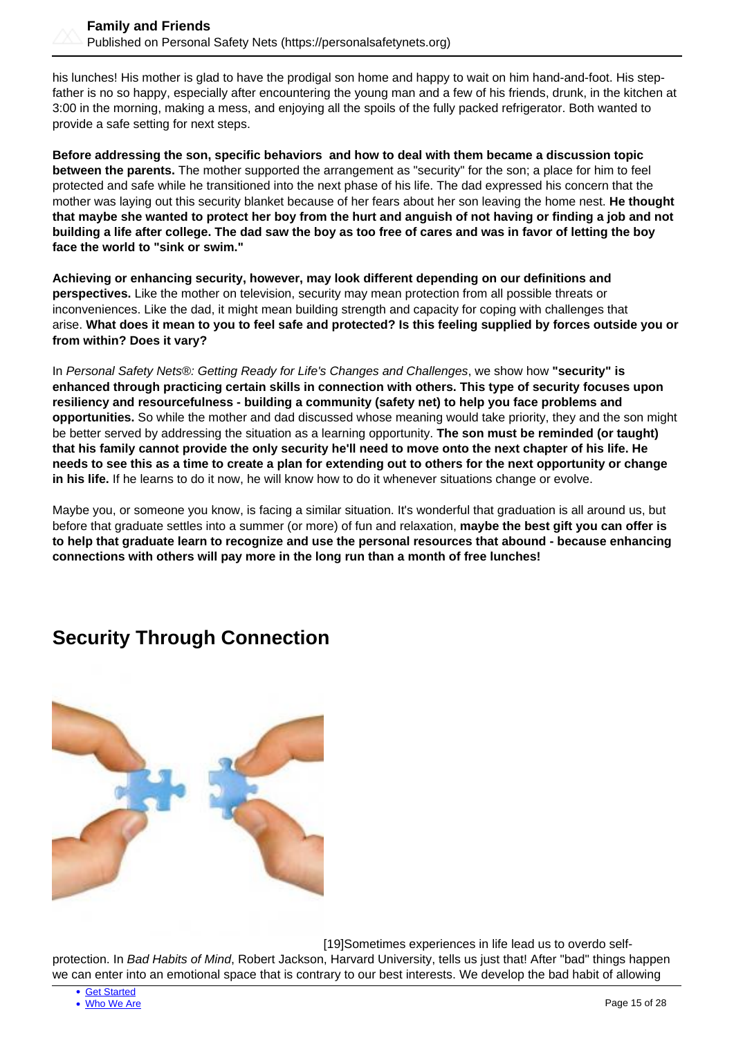his lunches! His mother is glad to have the prodigal son home and happy to wait on him hand-and-foot. His step-father is no so happy, especially after encountering the young man and a few of his friends, drunk, in the kitchen at 3:00 in the morning, making a mess, and enjoying all the spoils of the fully packed refrigerator. Both wanted to provide a safe setting for next steps.

**Before addressing the son, specific behaviors and how to deal with them became a discussion topic between the parents.** The mother supported the arrangement as "security" for the son; a place for him to feel protected and safe while he transitioned into the next phase of his life. The dad expressed his concern that the mother was laying out this security blanket because of her fears about her son leaving the home nest. **He thought that maybe she wanted to protect her boy from the hurt and anguish of not having or finding a job and not building a life after college. The dad saw the boy as too free of cares and was in favor of letting the boy face the world to "sink or swim."**

**Achieving or enhancing security, however, may look different depending on our definitions and perspectives.** Like the mother on television, security may mean protection from all possible threats or inconveniences. Like the dad, it might mean building strength and capacity for coping with challenges that arise. **What does it mean to you to feel safe and protected? Is this feeling supplied by forces outside you or from within? Does it vary?**

In *Personal Safety Nets®: Getting Ready for Life's Changes and Challenges*, we show how **"security" is enhanced through practicing certain skills in connection with others. This type of security focuses upon resiliency and resourcefulness - building a community (safety net) to help you face problems and opportunities.** So while the mother and dad discussed whose meaning would take priority, they and the son might be better served by addressing the situation as a learning opportunity. **The son must be reminded (or taught) that his family cannot provide the only security he'll need to move onto the next chapter of his life. He needs to see this as a time to create a plan for extending out to others for the next opportunity or change in his life.** If he learns to do it now, he will know how to do it whenever situations change or evolve.

Maybe you, or someone you know, is facing a similar situation. It's wonderful that graduation is all around us, but before that graduate settles into a summer (or more) of fun and relaxation, **maybe the best gift you can offer is to help that graduate learn to recognize and use the personal resources that abound - because enhancing connections with others will pay more in the long run than a month of free lunches!**

## Security Through Connection

[19]Sometimes experiences in life lead us to overdo self-protection. In *Bad Habits of Mind*, Robert Jackson, Harvard University, tells us just that! After "bad" things happen we can enter into an emotional space that is contrary to our best interests. We develop the bad habit of allowing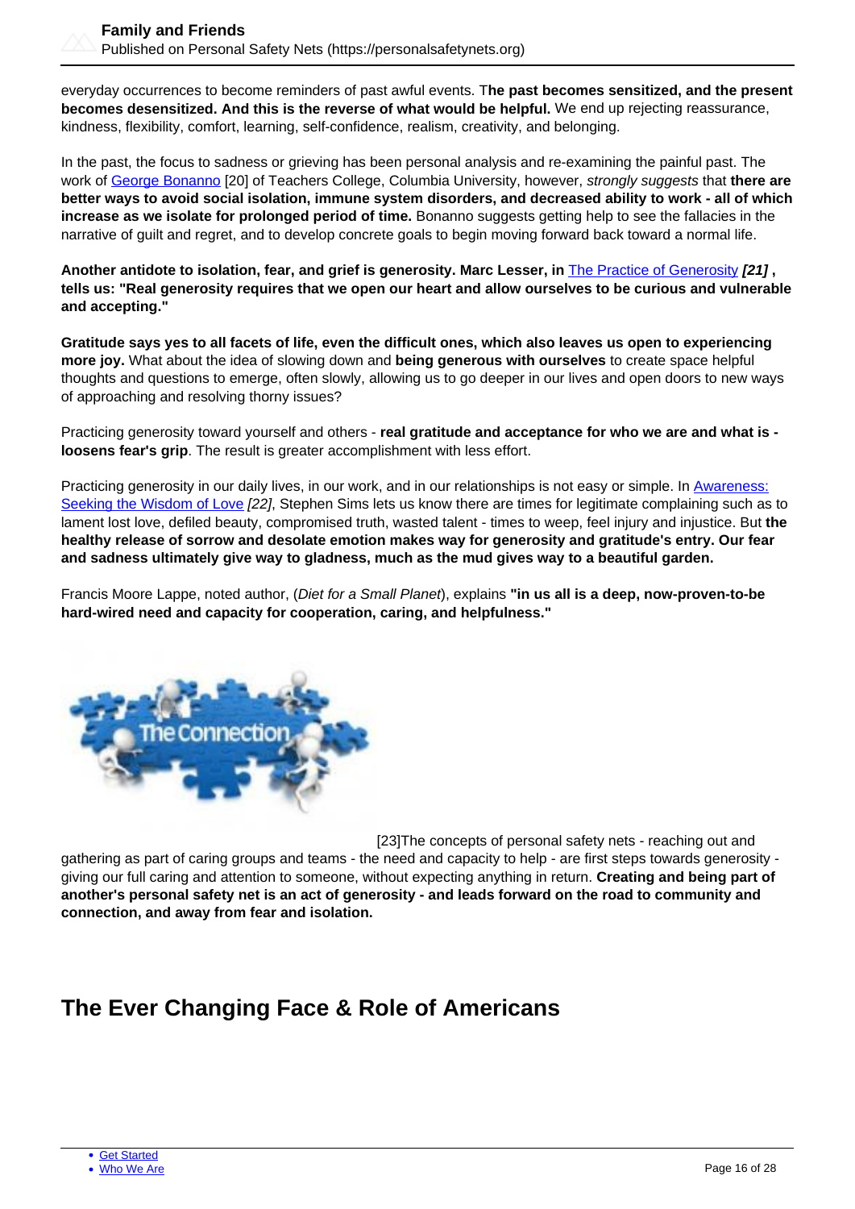everyday occurrences to become reminders of past awful events. T**he past becomes sensitized, and the present becomes desensitized. And this is the reverse of what would be helpful.** We end up rejecting reassurance, kindness, flexibility, comfort, learning, self-confidence, realism, creativity, and belonging.

In the past, the focus to sadness or grieving has been personal analysis and re-examining the painful past. The work of George Bonanno [20] of Teachers College, Columbia University, however, *strongly suggests* that **there are better ways to avoid social isolation, immune system disorders, and decreased ability to work - all of which increase as we isolate for prolonged period of time.** Bonanno suggests getting help to see the fallacies in the narrative of guilt and regret, and to develop concrete goals to begin moving forward back toward a normal life.

**Another antidote to isolation, fear, and grief is generosity. Marc Lesser, in** The Practice of Generosity ***[21]*** **, tells us: "Real generosity requires that we open our heart and allow ourselves to be curious and vulnerable and accepting."**

**Gratitude says yes to all facets of life, even the difficult ones, which also leaves us open to experiencing more joy.** What about the idea of slowing down and **being generous with ourselves** to create space helpful thoughts and questions to emerge, often slowly, allowing us to go deeper in our lives and open doors to new ways of approaching and resolving thorny issues?

Practicing generosity toward yourself and others - **real gratitude and acceptance for who we are and what is - loosens fear's grip**. The result is greater accomplishment with less effort.

Practicing generosity in our daily lives, in our work, and in our relationships is not easy or simple. In Awareness: Seeking the Wisdom of Love *[22]*, Stephen Sims lets us know there are times for legitimate complaining such as to lament lost love, defiled beauty, compromised truth, wasted talent - times to weep, feel injury and injustice. But **the healthy release of sorrow and desolate emotion makes way for generosity and gratitude's entry. Our fear and sadness ultimately give way to gladness, much as the mud gives way to a beautiful garden.**

Francis Moore Lappe, noted author, (*Diet for a Small Planet*), explains **"in us all is a deep, now-proven-to-be hard-wired need and capacity for cooperation, caring, and helpfulness."**

[23]The concepts of personal safety nets - reaching out and gathering as part of caring groups and teams - the need and capacity to help - are first steps towards generosity - giving our full caring and attention to someone, without expecting anything in return. **Creating and being part of another's personal safety net is an act of generosity - and leads forward on the road to community and connection, and away from fear and isolation.**

## The Ever Changing Face & Role of Americans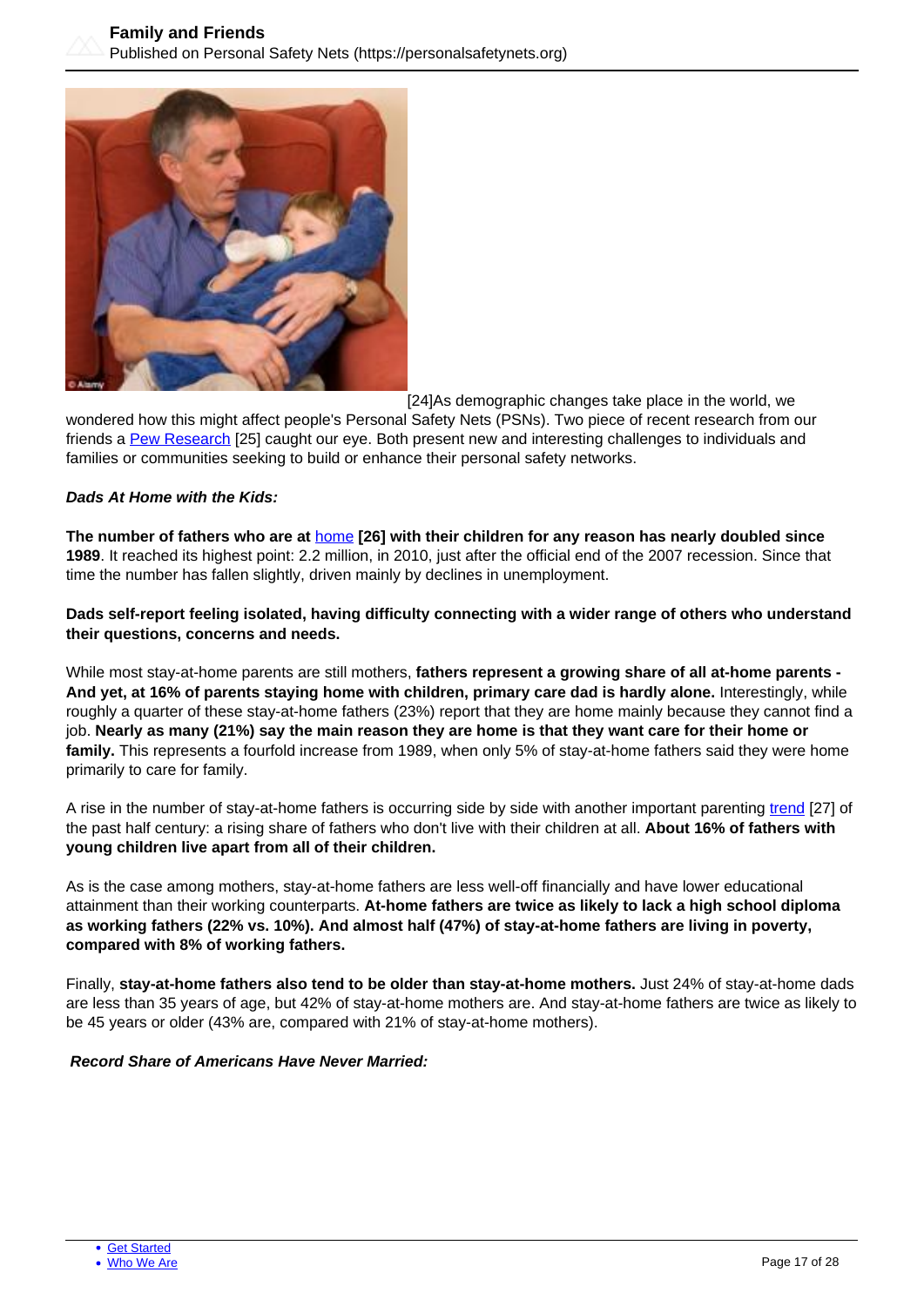[24]As demographic changes take place in the world, we wondered how this might affect people's Personal Safety Nets (PSNs). Two piece of recent research from our friends a [Pew Research](#) [25] caught our eye. Both present new and interesting challenges to individuals and families or communities seeking to build or enhance their personal safety networks.

***Dads At Home with the Kids:***

**The number of fathers who are at [home](#) [26] with their children for any reason has nearly doubled since 1989**. It reached its highest point: 2.2 million, in 2010, just after the official end of the 2007 recession. Since that time the number has fallen slightly, driven mainly by declines in unemployment.

**Dads self-report feeling isolated, having difficulty connecting with a wider range of others who understand their questions, concerns and needs.**

While most stay-at-home parents are still mothers, **fathers represent a growing share of all at-home parents - And yet, at 16% of parents staying home with children, primary care dad is hardly alone.** Interestingly, while roughly a quarter of these stay-at-home fathers (23%) report that they are home mainly because they cannot find a job. **Nearly as many (21%) say the main reason they are home is that they want care for their home or family.** This represents a fourfold increase from 1989, when only 5% of stay-at-home fathers said they were home primarily to care for family.

A rise in the number of stay-at-home fathers is occurring side by side with another important parenting [trend](#) [27] of the past half century: a rising share of fathers who don't live with their children at all. **About 16% of fathers with young children live apart from all of their children.**

As is the case among mothers, stay-at-home fathers are less well-off financially and have lower educational attainment than their working counterparts. **At-home fathers are twice as likely to lack a high school diploma as working fathers (22% vs. 10%). And almost half (47%) of stay-at-home fathers are living in poverty, compared with 8% of working fathers.**

Finally, **stay-at-home fathers also tend to be older than stay-at-home mothers.** Just 24% of stay-at-home dads are less than 35 years of age, but 42% of stay-at-home mothers are. And stay-at-home fathers are twice as likely to be 45 years or older (43% are, compared with 21% of stay-at-home mothers).

***Record Share of Americans Have Never Married:***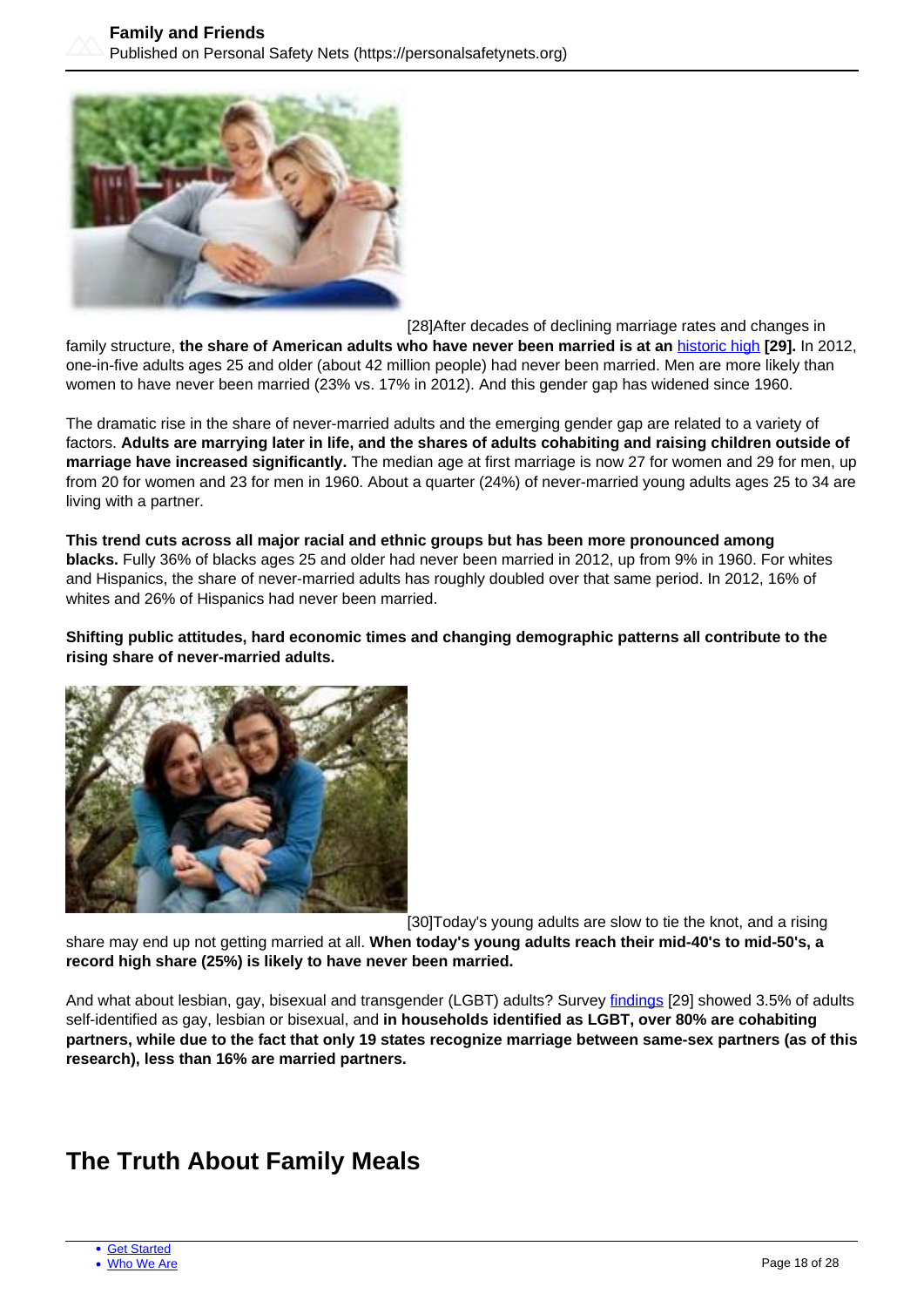[28]After decades of declining marriage rates and changes in family structure, **the share of American adults who have never been married is at an** historic high **[29].** In 2012, one-in-five adults ages 25 and older (about 42 million people) had never been married. Men are more likely than women to have never been married (23% vs. 17% in 2012). And this gender gap has widened since 1960.

The dramatic rise in the share of never-married adults and the emerging gender gap are related to a variety of factors. **Adults are marrying later in life, and the shares of adults cohabiting and raising children outside of marriage have increased significantly.** The median age at first marriage is now 27 for women and 29 for men, up from 20 for women and 23 for men in 1960. About a quarter (24%) of never-married young adults ages 25 to 34 are living with a partner.

**This trend cuts across all major racial and ethnic groups but has been more pronounced among blacks.** Fully 36% of blacks ages 25 and older had never been married in 2012, up from 9% in 1960. For whites and Hispanics, the share of never-married adults has roughly doubled over that same period. In 2012, 16% of whites and 26% of Hispanics had never been married.

**Shifting public attitudes, hard economic times and changing demographic patterns all contribute to the rising share of never-married adults.**

[30]Today's young adults are slow to tie the knot, and a rising share may end up not getting married at all. **When today's young adults reach their mid-40's to mid-50's, a record high share (25%) is likely to have never been married.**

And what about lesbian, gay, bisexual and transgender (LGBT) adults? Survey findings [29] showed 3.5% of adults self-identified as gay, lesbian or bisexual, and **in households identified as LGBT, over 80% are cohabiting partners, while due to the fact that only 19 states recognize marriage between same-sex partners (as of this research), less than 16% are married partners.**

## The Truth About Family Meals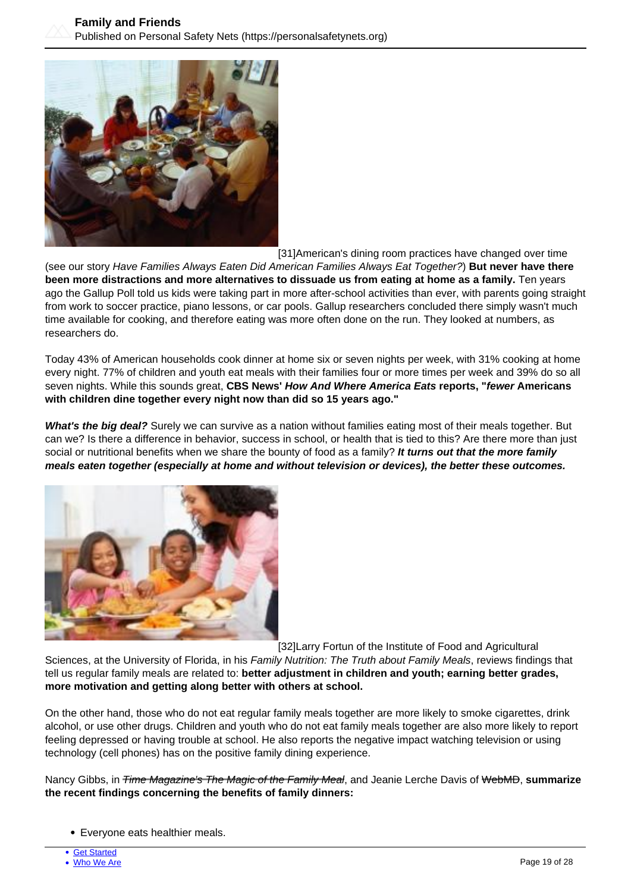[31]American's dining room practices have changed over time (see our story *Have Families Always Eaten Did American Families Always Eat Together?*) **But never have there been more distractions and more alternatives to dissuade us from eating at home as a family.** Ten years ago the Gallup Poll told us kids were taking part in more after-school activities than ever, with parents going straight from work to soccer practice, piano lessons, or car pools. Gallup researchers concluded there simply wasn't much time available for cooking, and therefore eating was more often done on the run. They looked at numbers, as researchers do.

Today 43% of American households cook dinner at home six or seven nights per week, with 31% cooking at home every night. 77% of children and youth eat meals with their families four or more times per week and 39% do so all seven nights. While this sounds great, **CBS News' *How And Where America Eats* reports, "*fewer* Americans with children dine together every night now than did so 15 years ago."**

***What's the big deal?*** Surely we can survive as a nation without families eating most of their meals together. But can we? Is there a difference in behavior, success in school, or health that is tied to this? Are there more than just social or nutritional benefits when we share the bounty of food as a family? ***It turns out that the more family meals eaten together (especially at home and without television or devices), the better these outcomes.***

[32]Larry Fortun of the Institute of Food and Agricultural Sciences, at the University of Florida, in his *Family Nutrition: The Truth about Family Meals*, reviews findings that tell us regular family meals are related to: **better adjustment in children and youth; earning better grades, more motivation and getting along better with others at school.**

On the other hand, those who do not eat regular family meals together are more likely to smoke cigarettes, drink alcohol, or use other drugs. Children and youth who do not eat family meals together are also more likely to report feeling depressed or having trouble at school. He also reports the negative impact watching television or using technology (cell phones) has on the positive family dining experience.

Nancy Gibbs, in ~~*Time Magazine's The Magic of the Family Meal*~~, and Jeanie Lerche Davis of ~~WebMD~~, **summarize the recent findings concerning the benefits of family dinners:**

- Everyone eats healthier meals.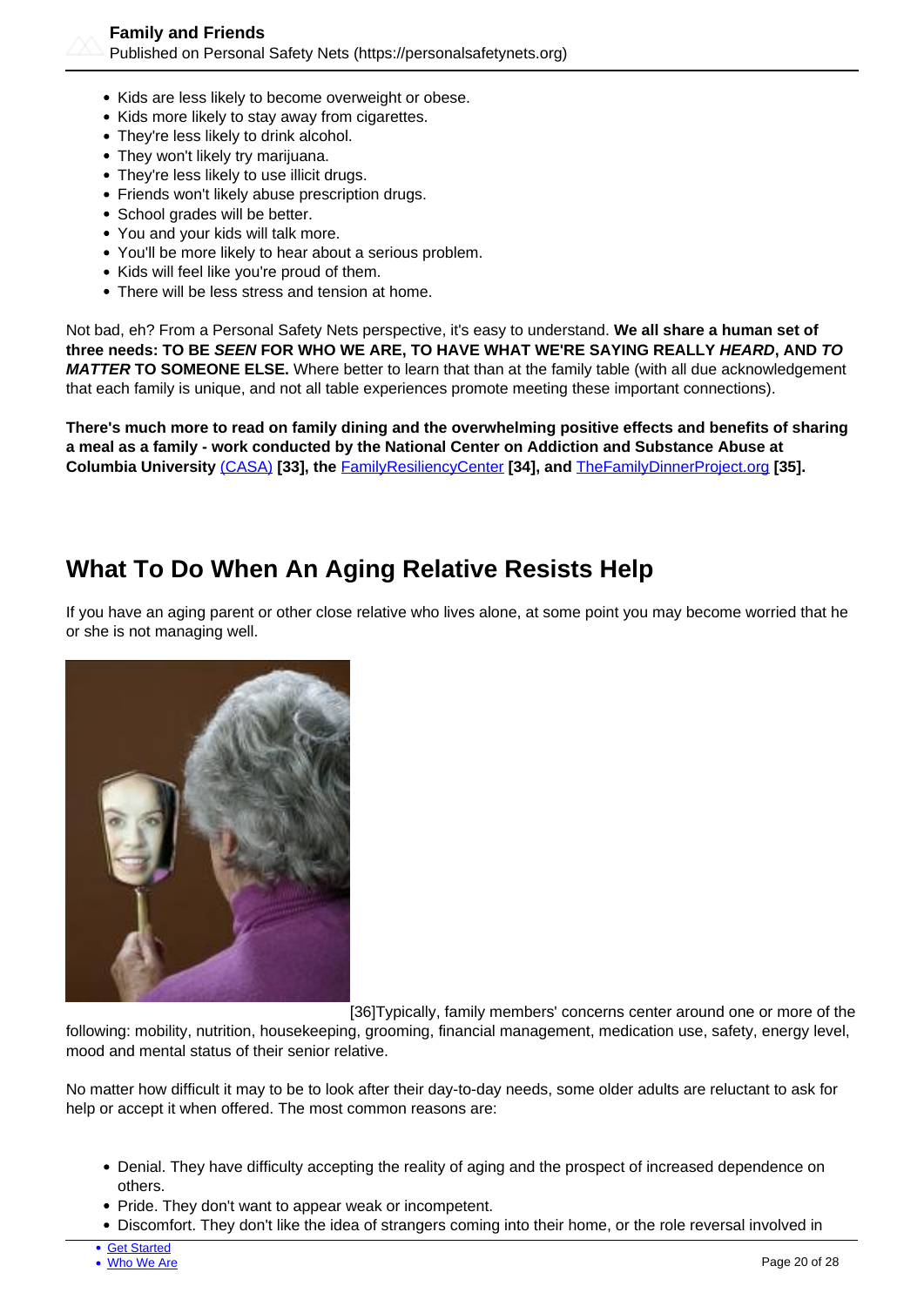- Kids are less likely to become overweight or obese.
- Kids more likely to stay away from cigarettes.
- They're less likely to drink alcohol.
- They won't likely try marijuana.
- They're less likely to use illicit drugs.
- Friends won't likely abuse prescription drugs.
- School grades will be better.
- You and your kids will talk more.
- You'll be more likely to hear about a serious problem.
- Kids will feel like you're proud of them.
- There will be less stress and tension at home.

Not bad, eh? From a Personal Safety Nets perspective, it's easy to understand. **We all share a human set of three needs: TO BE *SEEN* FOR WHO WE ARE, TO HAVE WHAT WE'RE SAYING REALLY *HEARD*, AND *TO MATTER* TO SOMEONE ELSE.** Where better to learn that than at the family table (with all due acknowledgement that each family is unique, and not all table experiences promote meeting these important connections).

**There's much more to read on family dining and the overwhelming positive effects and benefits of sharing a meal as a family - work conducted by the National Center on Addiction and Substance Abuse at Columbia University** (CASA) **[33], the** FamilyResiliencyCenter **[34], and** TheFamilyDinnerProject.org **[35].**

## What To Do When An Aging Relative Resists Help

If you have an aging parent or other close relative who lives alone, at some point you may become worried that he or she is not managing well.

[36]Typically, family members' concerns center around one or more of the following: mobility, nutrition, housekeeping, grooming, financial management, medication use, safety, energy level, mood and mental status of their senior relative.

No matter how difficult it may to be to look after their day-to-day needs, some older adults are reluctant to ask for help or accept it when offered. The most common reasons are:

- Denial. They have difficulty accepting the reality of aging and the prospect of increased dependence on others.
- Pride. They don't want to appear weak or incompetent.
- Discomfort. They don't like the idea of strangers coming into their home, or the role reversal involved in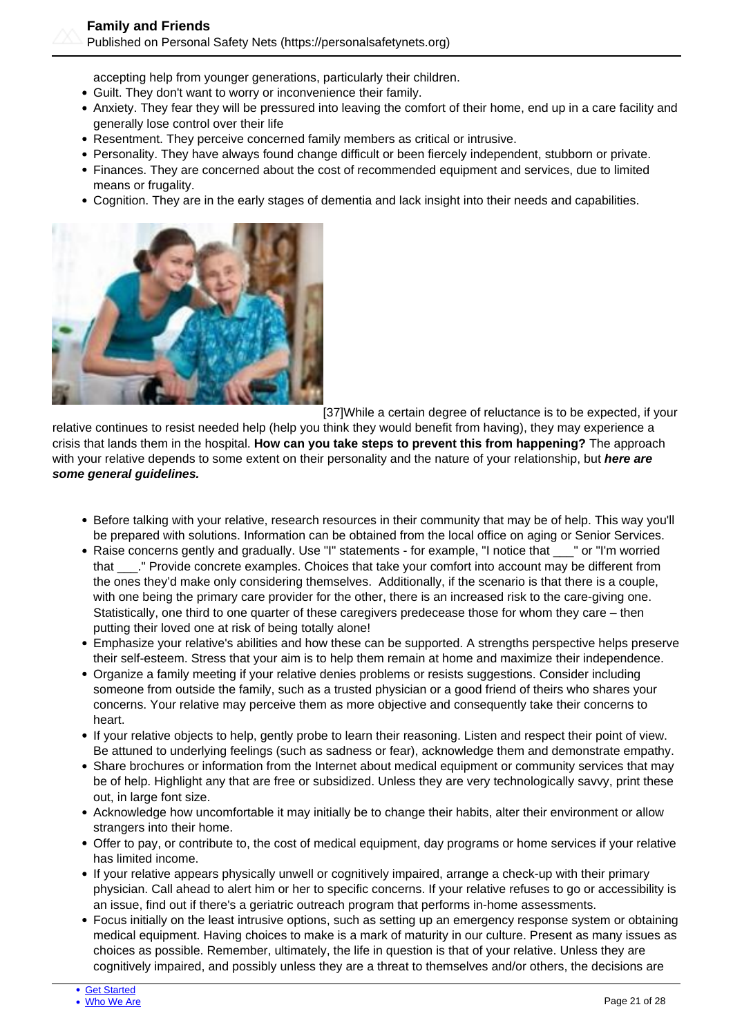accepting help from younger generations, particularly their children.

- Guilt. They don't want to worry or inconvenience their family.
- Anxiety. They fear they will be pressured into leaving the comfort of their home, end up in a care facility and generally lose control over their life
- Resentment. They perceive concerned family members as critical or intrusive.
- Personality. They have always found change difficult or been fiercely independent, stubborn or private.
- Finances. They are concerned about the cost of recommended equipment and services, due to limited means or frugality.
- Cognition. They are in the early stages of dementia and lack insight into their needs and capabilities.

[37]While a certain degree of reluctance is to be expected, if your relative continues to resist needed help (help you think they would benefit from having), they may experience a crisis that lands them in the hospital. **How can you take steps to prevent this from happening?** The approach with your relative depends to some extent on their personality and the nature of your relationship, but ***here are some general guidelines.***

- Before talking with your relative, research resources in their community that may be of help. This way you'll be prepared with solutions. Information can be obtained from the local office on aging or Senior Services.
- Raise concerns gently and gradually. Use "I" statements - for example, "I notice that ___" or "I'm worried that ___." Provide concrete examples. Choices that take your comfort into account may be different from the ones they'd make only considering themselves. Additionally, if the scenario is that there is a couple, with one being the primary care provider for the other, there is an increased risk to the care-giving one. Statistically, one third to one quarter of these caregivers predecease those for whom they care – then putting their loved one at risk of being totally alone!
- Emphasize your relative's abilities and how these can be supported. A strengths perspective helps preserve their self-esteem. Stress that your aim is to help them remain at home and maximize their independence.
- Organize a family meeting if your relative denies problems or resists suggestions. Consider including someone from outside the family, such as a trusted physician or a good friend of theirs who shares your concerns. Your relative may perceive them as more objective and consequently take their concerns to heart.
- If your relative objects to help, gently probe to learn their reasoning. Listen and respect their point of view. Be attuned to underlying feelings (such as sadness or fear), acknowledge them and demonstrate empathy.
- Share brochures or information from the Internet about medical equipment or community services that may be of help. Highlight any that are free or subsidized. Unless they are very technologically savvy, print these out, in large font size.
- Acknowledge how uncomfortable it may initially be to change their habits, alter their environment or allow strangers into their home.
- Offer to pay, or contribute to, the cost of medical equipment, day programs or home services if your relative has limited income.
- If your relative appears physically unwell or cognitively impaired, arrange a check-up with their primary physician. Call ahead to alert him or her to specific concerns. If your relative refuses to go or accessibility is an issue, find out if there's a geriatric outreach program that performs in-home assessments.
- Focus initially on the least intrusive options, such as setting up an emergency response system or obtaining medical equipment. Having choices to make is a mark of maturity in our culture. Present as many issues as choices as possible. Remember, ultimately, the life in question is that of your relative. Unless they are cognitively impaired, and possibly unless they are a threat to themselves and/or others, the decisions are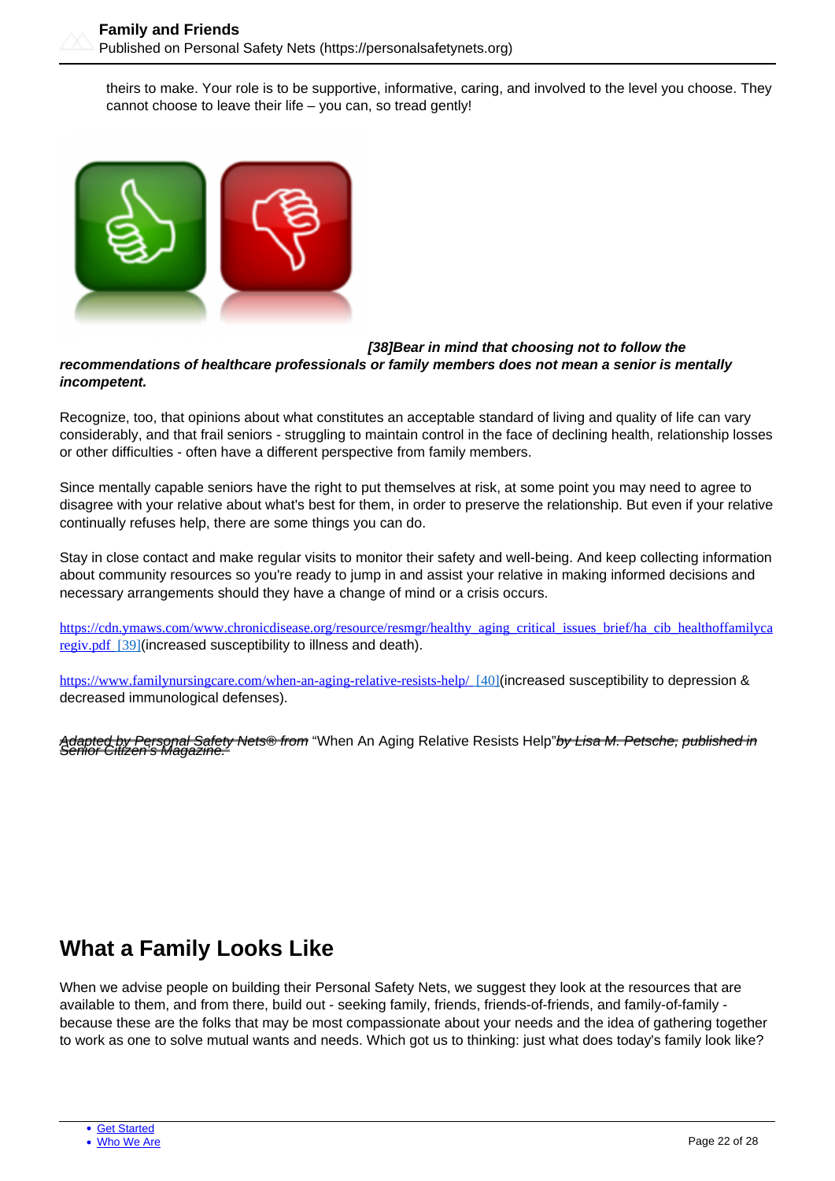theirs to make. Your role is to be supportive, informative, caring, and involved to the level you choose. They cannot choose to leave their life – you can, so tread gently!

***[38]Bear in mind that choosing not to follow the recommendations of healthcare professionals or family members does not mean a senior is mentally incompetent.***

Recognize, too, that opinions about what constitutes an acceptable standard of living and quality of life can vary considerably, and that frail seniors - struggling to maintain control in the face of declining health, relationship losses or other difficulties - often have a different perspective from family members.

Since mentally capable seniors have the right to put themselves at risk, at some point you may need to agree to disagree with your relative about what's best for them, in order to preserve the relationship. But even if your relative continually refuses help, there are some things you can do.

Stay in close contact and make regular visits to monitor their safety and well-being. And keep collecting information about community resources so you're ready to jump in and assist your relative in making informed decisions and necessary arrangements should they have a change of mind or a crisis occurs.

https://cdn.ymaws.com/www.chronicdisease.org/resource/resmgr/healthy_aging_critical_issues_brief/ha_cib_healthoffamilycaregiv.pdf [39](increased susceptibility to illness and death).

https://www.familynursingcare.com/when-an-aging-relative-resists-help/ [40](increased susceptibility to depression & decreased immunological defenses).

*Adapted by Personal Safety Nets® from* "When An Aging Relative Resists Help"*by Lisa M. Petsche, published in Senior Citizen's Magazine.*

## What a Family Looks Like

When we advise people on building their Personal Safety Nets, we suggest they look at the resources that are available to them, and from there, build out - seeking family, friends, friends-of-friends, and family-of-family - because these are the folks that may be most compassionate about your needs and the idea of gathering together to work as one to solve mutual wants and needs. Which got us to thinking: just what does today's family look like?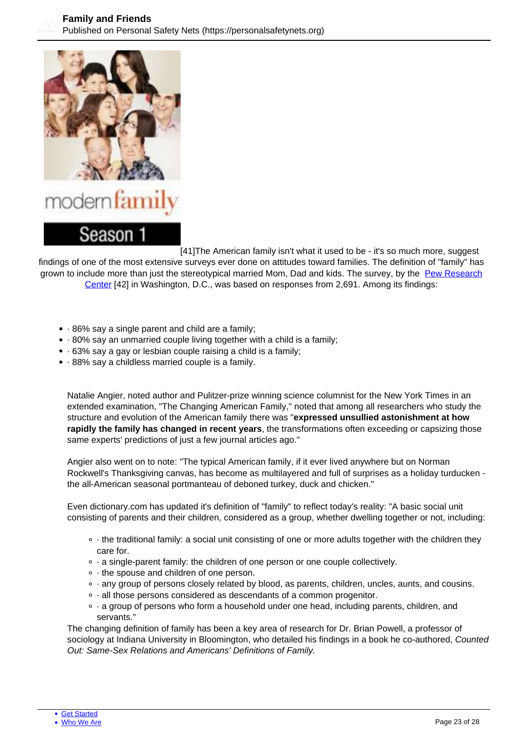[41]The American family isn't what it used to be - it's so much more, suggest findings of one of the most extensive surveys ever done on attitudes toward families. The definition of "family" has grown to include more than just the stereotypical married Mom, Dad and kids. The survey, by the Pew Research Center [42] in Washington, D.C., was based on responses from 2,691. Among its findings:

- · 86% say a single parent and child are a family;
- · 80% say an unmarried couple living together with a child is a family;
- · 63% say a gay or lesbian couple raising a child is a family;
- · 88% say a childless married couple is a family.

Natalie Angier, noted author and Pulitzer-prize winning science columnist for the New York Times in an extended examination, "The Changing American Family," noted that among all researchers who study the structure and evolution of the American family there was "**expressed unsullied astonishment at how rapidly the family has changed in recent years**, the transformations often exceeding or capsizing those same experts' predictions of just a few journal articles ago."

Angier also went on to note: "The typical American family, if it ever lived anywhere but on Norman Rockwell's Thanksgiving canvas, has become as multilayered and full of surprises as a holiday turducken - the all-American seasonal portmanteau of deboned turkey, duck and chicken."

Even dictionary.com has updated it's definition of "family" to reflect today's reality: "A basic social unit consisting of parents and their children, considered as a group, whether dwelling together or not, including:

- · the traditional family: a social unit consisting of one or more adults together with the children they care for.
- · a single-parent family: the children of one person or one couple collectively.
- · the spouse and children of one person.
- · any group of persons closely related by blood, as parents, children, uncles, aunts, and cousins.
- · all those persons considered as descendants of a common progenitor.
- · a group of persons who form a household under one head, including parents, children, and servants."

The changing definition of family has been a key area of research for Dr. Brian Powell, a professor of sociology at Indiana University in Bloomington, who detailed his findings in a book he co-authored, *Counted Out: Same-Sex Relations and Americans' Definitions of Family.*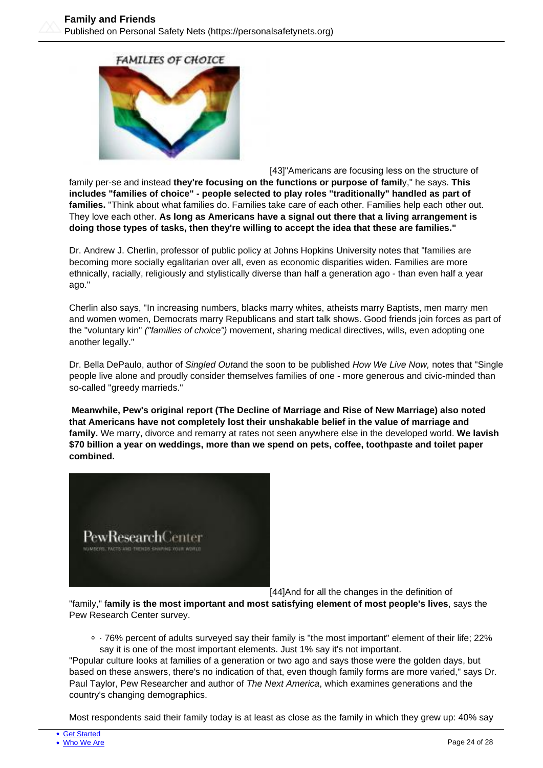[43]"Americans are focusing less on the structure of family per-se and instead **they're focusing on the functions or purpose of famil**y," he says. **This includes "families of choice" - people selected to play roles "traditionally" handled as part of families.** "Think about what families do. Families take care of each other. Families help each other out. They love each other. **As long as Americans have a signal out there that a living arrangement is doing those types of tasks, then they're willing to accept the idea that these are families."**

Dr. Andrew J. Cherlin, professor of public policy at Johns Hopkins University notes that "families are becoming more socially egalitarian over all, even as economic disparities widen. Families are more ethnically, racially, religiously and stylistically diverse than half a generation ago - than even half a year ago."

Cherlin also says, "In increasing numbers, blacks marry whites, atheists marry Baptists, men marry men and women women, Democrats marry Republicans and start talk shows. Good friends join forces as part of the "voluntary kin" *("families of choice")* movement, sharing medical directives, wills, even adopting one another legally."

Dr. Bella DePaulo, author of *Singled Out*and the soon to be published *How We Live Now,* notes that "Single people live alone and proudly consider themselves families of one - more generous and civic-minded than so-called "greedy marrieds."

**Meanwhile, Pew's original report (The Decline of Marriage and Rise of New Marriage) also noted that Americans have not completely lost their unshakable belief in the value of marriage and family.** We marry, divorce and remarry at rates not seen anywhere else in the developed world. **We lavish $70 billion a year on weddings, more than we spend on pets, coffee, toothpaste and toilet paper combined.**

[44]And for all the changes in the definition of "family," f**amily is the most important and most satisfying element of most people's lives**, says the Pew Research Center survey.

- · 76% percent of adults surveyed say their family is "the most important" element of their life; 22% say it is one of the most important elements. Just 1% say it's not important.

"Popular culture looks at families of a generation or two ago and says those were the golden days, but based on these answers, there's no indication of that, even though family forms are more varied," says Dr. Paul Taylor, Pew Researcher and author of *The Next America*, which examines generations and the country's changing demographics.

Most respondents said their family today is at least as close as the family in which they grew up: 40% say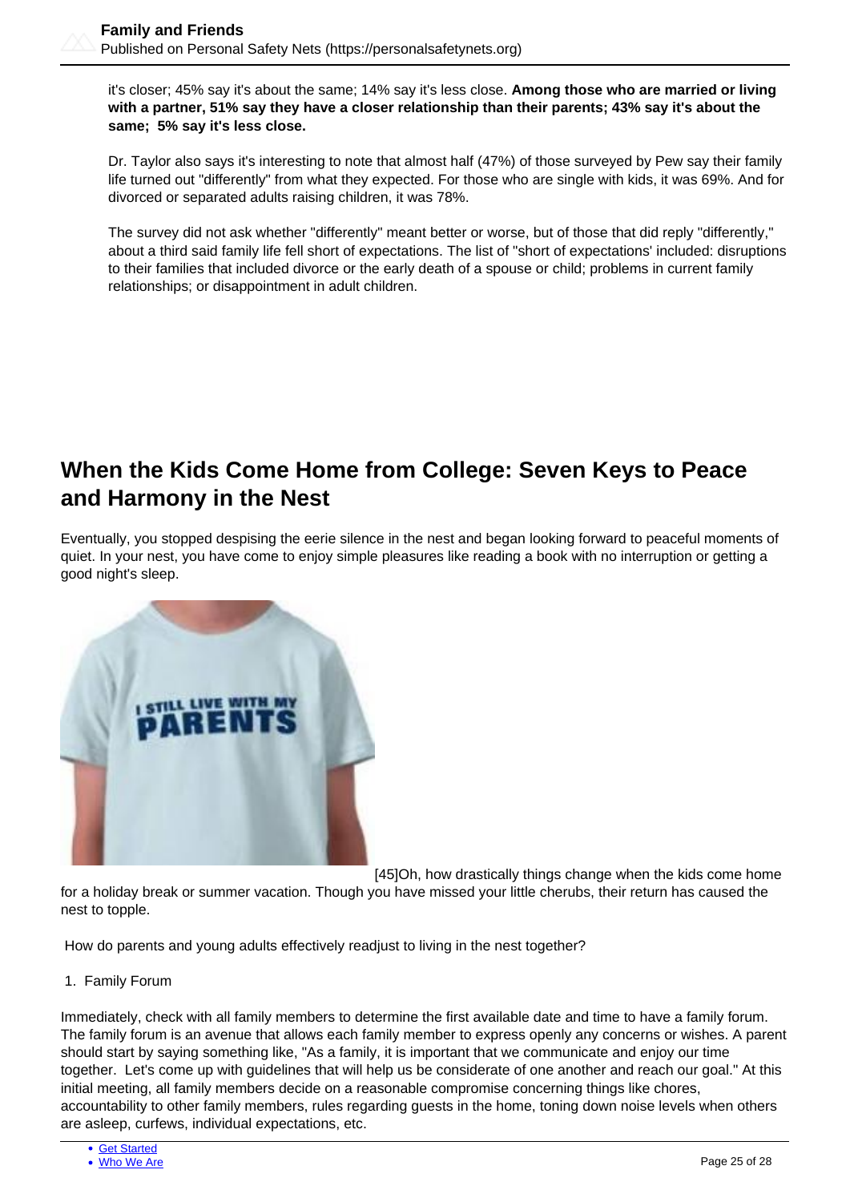it's closer; 45% say it's about the same; 14% say it's less close. **Among those who are married or living with a partner, 51% say they have a closer relationship than their parents; 43% say it's about the same; 5% say it's less close.**

Dr. Taylor also says it's interesting to note that almost half (47%) of those surveyed by Pew say their family life turned out "differently" from what they expected. For those who are single with kids, it was 69%. And for divorced or separated adults raising children, it was 78%.

The survey did not ask whether "differently" meant better or worse, but of those that did reply "differently," about a third said family life fell short of expectations. The list of "short of expectations' included: disruptions to their families that included divorce or the early death of a spouse or child; problems in current family relationships; or disappointment in adult children.

## When the Kids Come Home from College: Seven Keys to Peace and Harmony in the Nest

Eventually, you stopped despising the eerie silence in the nest and began looking forward to peaceful moments of quiet. In your nest, you have come to enjoy simple pleasures like reading a book with no interruption or getting a good night's sleep.

[45]Oh, how drastically things change when the kids come home for a holiday break or summer vacation. Though you have missed your little cherubs, their return has caused the nest to topple.

How do parents and young adults effectively readjust to living in the nest together?

1. Family Forum

Immediately, check with all family members to determine the first available date and time to have a family forum. The family forum is an avenue that allows each family member to express openly any concerns or wishes. A parent should start by saying something like, "As a family, it is important that we communicate and enjoy our time together. Let's come up with guidelines that will help us be considerate of one another and reach our goal." At this initial meeting, all family members decide on a reasonable compromise concerning things like chores, accountability to other family members, rules regarding guests in the home, toning down noise levels when others are asleep, curfews, individual expectations, etc.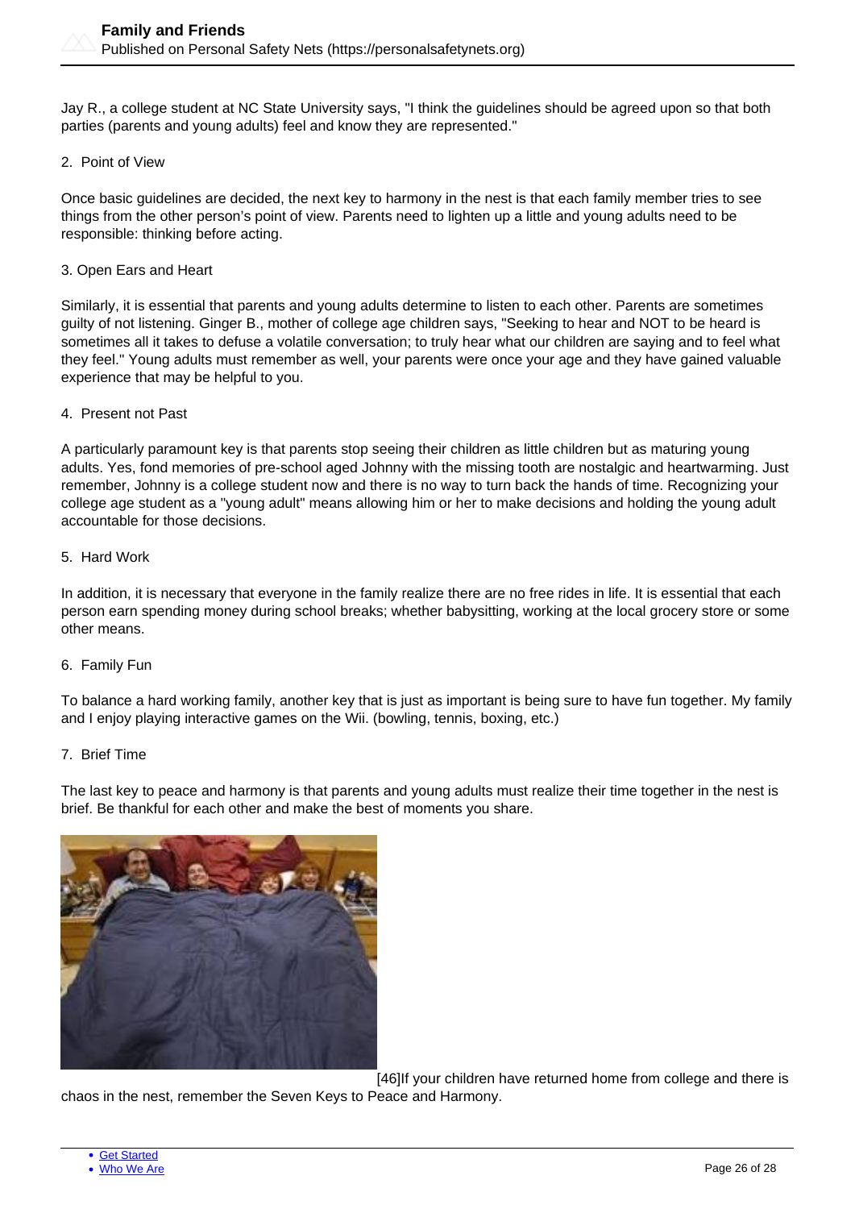Jay R., a college student at NC State University says, "I think the guidelines should be agreed upon so that both parties (parents and young adults) feel and know they are represented."

2. Point of View

Once basic guidelines are decided, the next key to harmony in the nest is that each family member tries to see things from the other person's point of view. Parents need to lighten up a little and young adults need to be responsible: thinking before acting.

3. Open Ears and Heart

Similarly, it is essential that parents and young adults determine to listen to each other. Parents are sometimes guilty of not listening. Ginger B., mother of college age children says, "Seeking to hear and NOT to be heard is sometimes all it takes to defuse a volatile conversation; to truly hear what our children are saying and to feel what they feel." Young adults must remember as well, your parents were once your age and they have gained valuable experience that may be helpful to you.

4. Present not Past

A particularly paramount key is that parents stop seeing their children as little children but as maturing young adults. Yes, fond memories of pre-school aged Johnny with the missing tooth are nostalgic and heartwarming. Just remember, Johnny is a college student now and there is no way to turn back the hands of time. Recognizing your college age student as a "young adult" means allowing him or her to make decisions and holding the young adult accountable for those decisions.

5. Hard Work

In addition, it is necessary that everyone in the family realize there are no free rides in life. It is essential that each person earn spending money during school breaks; whether babysitting, working at the local grocery store or some other means.

6. Family Fun

To balance a hard working family, another key that is just as important is being sure to have fun together. My family and I enjoy playing interactive games on the Wii. (bowling, tennis, boxing, etc.)

7. Brief Time

The last key to peace and harmony is that parents and young adults must realize their time together in the nest is brief. Be thankful for each other and make the best of moments you share.

[46]If your children have returned home from college and there is chaos in the nest, remember the Seven Keys to Peace and Harmony.

- Get Started
- Who We Are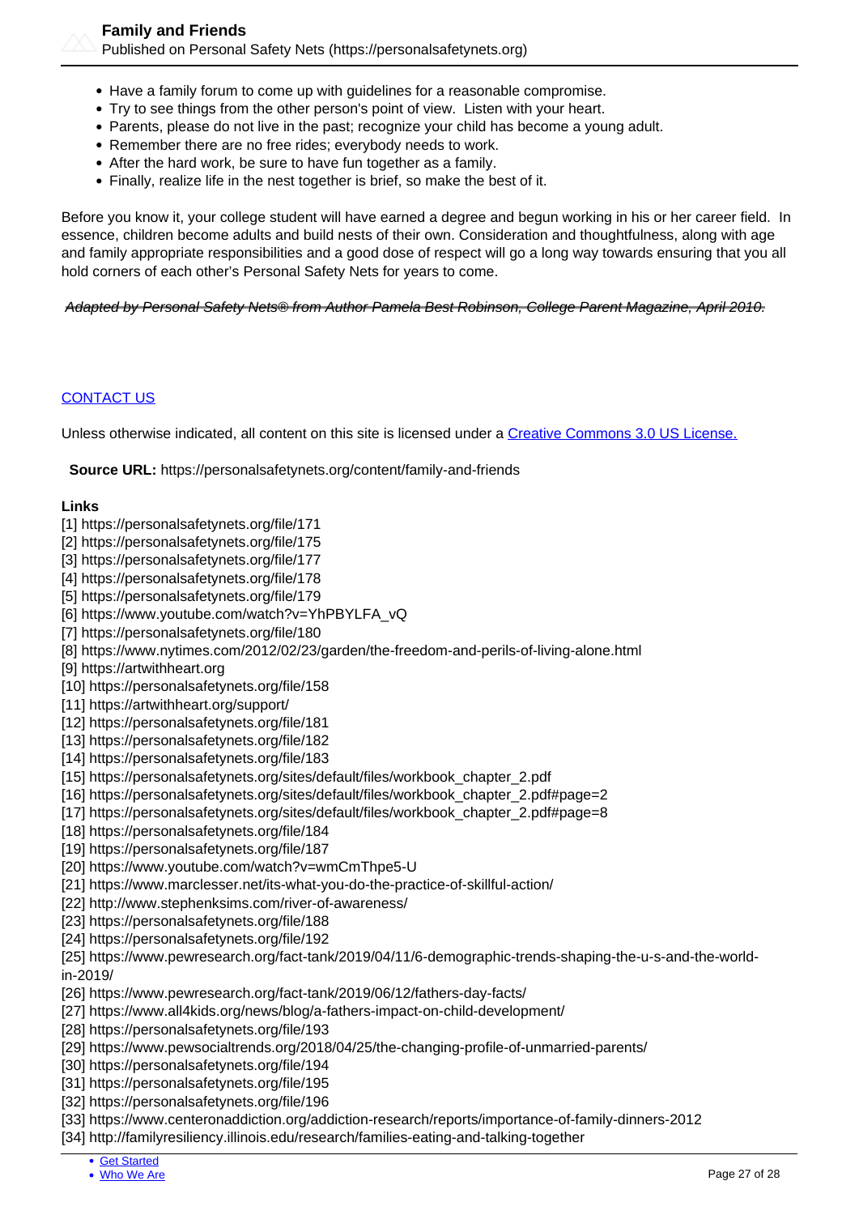- Have a family forum to come up with guidelines for a reasonable compromise.
- Try to see things from the other person's point of view. Listen with your heart.
- Parents, please do not live in the past; recognize your child has become a young adult.
- Remember there are no free rides; everybody needs to work.
- After the hard work, be sure to have fun together as a family.
- Finally, realize life in the nest together is brief, so make the best of it.

Before you know it, your college student will have earned a degree and begun working in his or her career field. In essence, children become adults and build nests of their own. Consideration and thoughtfulness, along with age and family appropriate responsibilities and a good dose of respect will go a long way towards ensuring that you all hold corners of each other's Personal Safety Nets for years to come.

~~*Adapted by Personal Safety Nets® from Author Pamela Best Robinson, College Parent Magazine, April 2010.*~~

CONTACT US

Unless otherwise indicated, all content on this site is licensed under a Creative Commons 3.0 US License.

**Source URL:** https://personalsafetynets.org/content/family-and-friends

**Links**

[1] https://personalsafetynets.org/file/171
[2] https://personalsafetynets.org/file/175
[3] https://personalsafetynets.org/file/177
[4] https://personalsafetynets.org/file/178
[5] https://personalsafetynets.org/file/179
[6] https://www.youtube.com/watch?v=YhPBYLFA_vQ
[7] https://personalsafetynets.org/file/180
[8] https://www.nytimes.com/2012/02/23/garden/the-freedom-and-perils-of-living-alone.html
[9] https://artwithheart.org
[10] https://personalsafetynets.org/file/158
[11] https://artwithheart.org/support/
[12] https://personalsafetynets.org/file/181
[13] https://personalsafetynets.org/file/182
[14] https://personalsafetynets.org/file/183
[15] https://personalsafetynets.org/sites/default/files/workbook_chapter_2.pdf
[16] https://personalsafetynets.org/sites/default/files/workbook_chapter_2.pdf#page=2
[17] https://personalsafetynets.org/sites/default/files/workbook_chapter_2.pdf#page=8
[18] https://personalsafetynets.org/file/184
[19] https://personalsafetynets.org/file/187
[20] https://www.youtube.com/watch?v=wmCmThpe5-U
[21] https://www.marclesser.net/its-what-you-do-the-practice-of-skillful-action/
[22] http://www.stephenksims.com/river-of-awareness/
[23] https://personalsafetynets.org/file/188
[24] https://personalsafetynets.org/file/192
[25] https://www.pewresearch.org/fact-tank/2019/04/11/6-demographic-trends-shaping-the-u-s-and-the-world-in-2019/
[26] https://www.pewresearch.org/fact-tank/2019/06/12/fathers-day-facts/
[27] https://www.all4kids.org/news/blog/a-fathers-impact-on-child-development/
[28] https://personalsafetynets.org/file/193
[29] https://www.pewsocialtrends.org/2018/04/25/the-changing-profile-of-unmarried-parents/
[30] https://personalsafetynets.org/file/194
[31] https://personalsafetynets.org/file/195
[32] https://personalsafetynets.org/file/196
[33] https://www.centeronaddiction.org/addiction-research/reports/importance-of-family-dinners-2012
[34] http://familyresiliency.illinois.edu/research/families-eating-and-talking-together

- Get Started
- Who We Are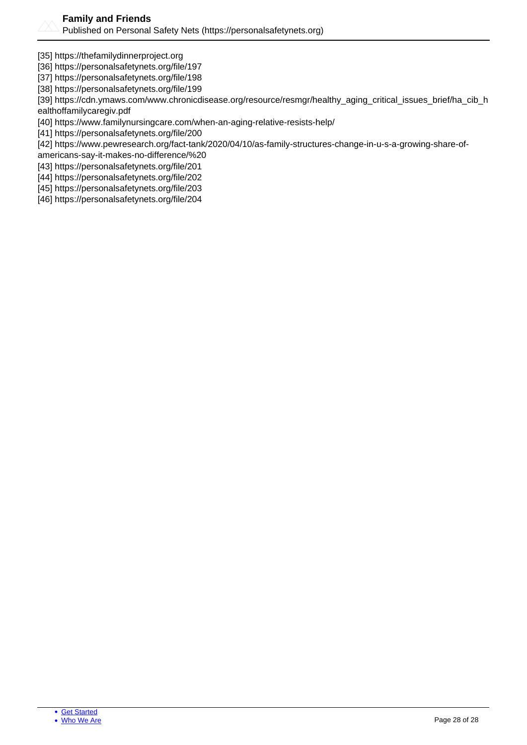[35] https://thefamilydinnerproject.org
[36] https://personalsafetynets.org/file/197
[37] https://personalsafetynets.org/file/198
[38] https://personalsafetynets.org/file/199
[39] https://cdn.ymaws.com/www.chronicdisease.org/resource/resmgr/healthy_aging_critical_issues_brief/ha_cib_healthoffamilycaregiv.pdf
[40] https://www.familynursingcare.com/when-an-aging-relative-resists-help/
[41] https://personalsafetynets.org/file/200
[42] https://www.pewresearch.org/fact-tank/2020/04/10/as-family-structures-change-in-u-s-a-growing-share-of-americans-say-it-makes-no-difference/%20
[43] https://personalsafetynets.org/file/201
[44] https://personalsafetynets.org/file/202
[45] https://personalsafetynets.org/file/203
[46] https://personalsafetynets.org/file/204